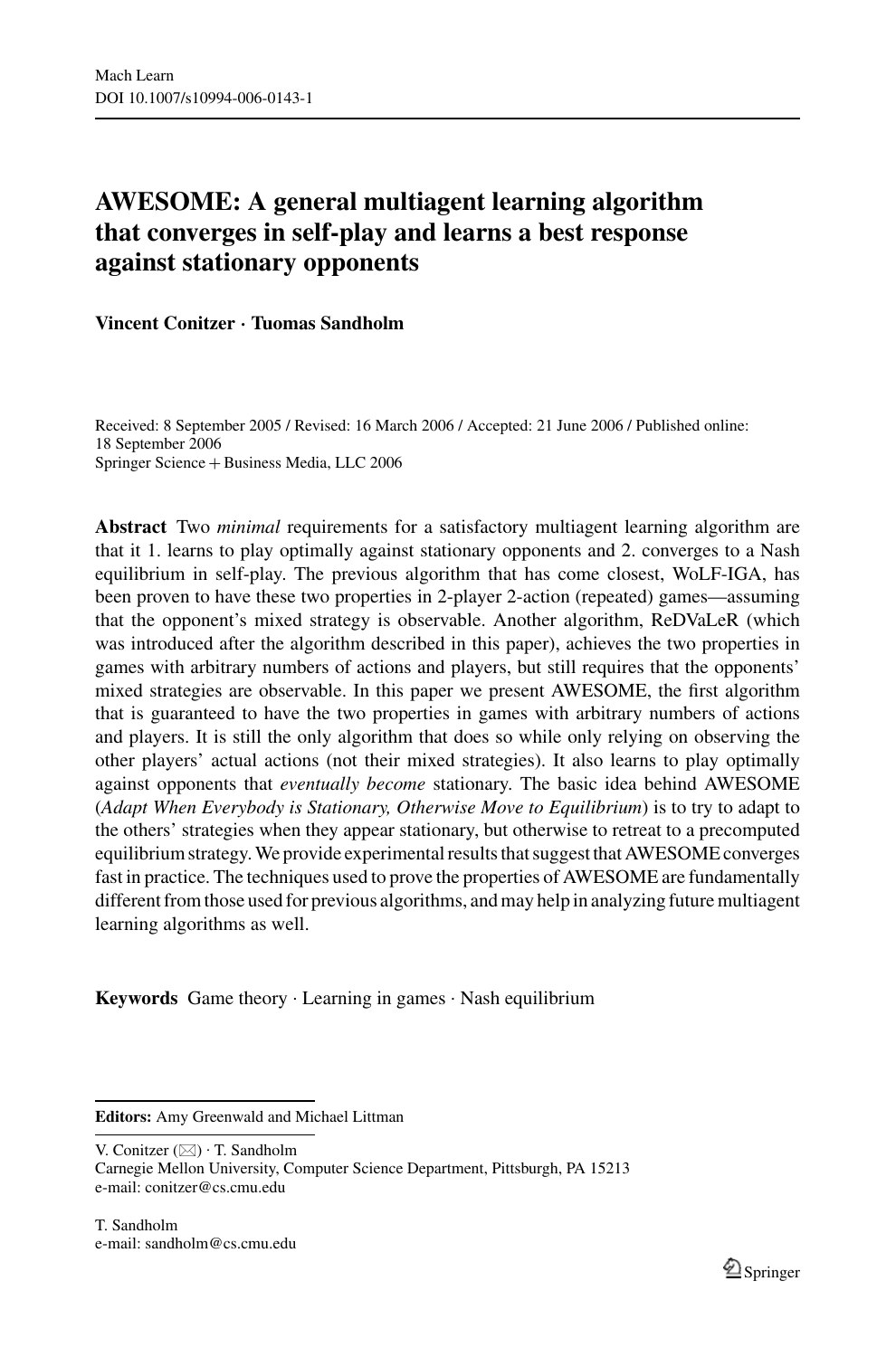# AWESOME: A general multiagent learning algorithm that converges in self-play and learns a best response against stationary opponents

**Vincent Conitzer · Tuomas Sandholm**

Received: 8 September 2005 / Revised: 16 March 2006 / Accepted: 21 June 2006 / Published online: 18 September 2006
Springer Science + Business Media, LLC 2006

**Abstract** Two *minimal* requirements for a satisfactory multiagent learning algorithm are that it 1. learns to play optimally against stationary opponents and 2. converges to a Nash equilibrium in self-play. The previous algorithm that has come closest, WoLF-IGA, has been proven to have these two properties in 2-player 2-action (repeated) games—assuming that the opponent's mixed strategy is observable. Another algorithm, ReDVaLeR (which was introduced after the algorithm described in this paper), achieves the two properties in games with arbitrary numbers of actions and players, but still requires that the opponents' mixed strategies are observable. In this paper we present AWESOME, the first algorithm that is guaranteed to have the two properties in games with arbitrary numbers of actions and players. It is still the only algorithm that does so while only relying on observing the other players' actual actions (not their mixed strategies). It also learns to play optimally against opponents that *eventually become* stationary. The basic idea behind AWESOME (*Adapt When Everybody is Stationary, Otherwise Move to Equilibrium*) is to try to adapt to the others' strategies when they appear stationary, but otherwise to retreat to a precomputed equilibrium strategy. We provide experimental results that suggest that AWESOME converges fast in practice. The techniques used to prove the properties of AWESOME are fundamentally different from those used for previous algorithms, and may help in analyzing future multiagent learning algorithms as well.

**Keywords** Game theory · Learning in games · Nash equilibrium

---

**Editors:** Amy Greenwald and Michael Littman

V. Conitzer (✉) · T. Sandholm
Carnegie Mellon University, Computer Science Department, Pittsburgh, PA 15213
e-mail: conitzer@cs.cmu.edu

T. Sandholm
e-mail: sandholm@cs.cmu.edu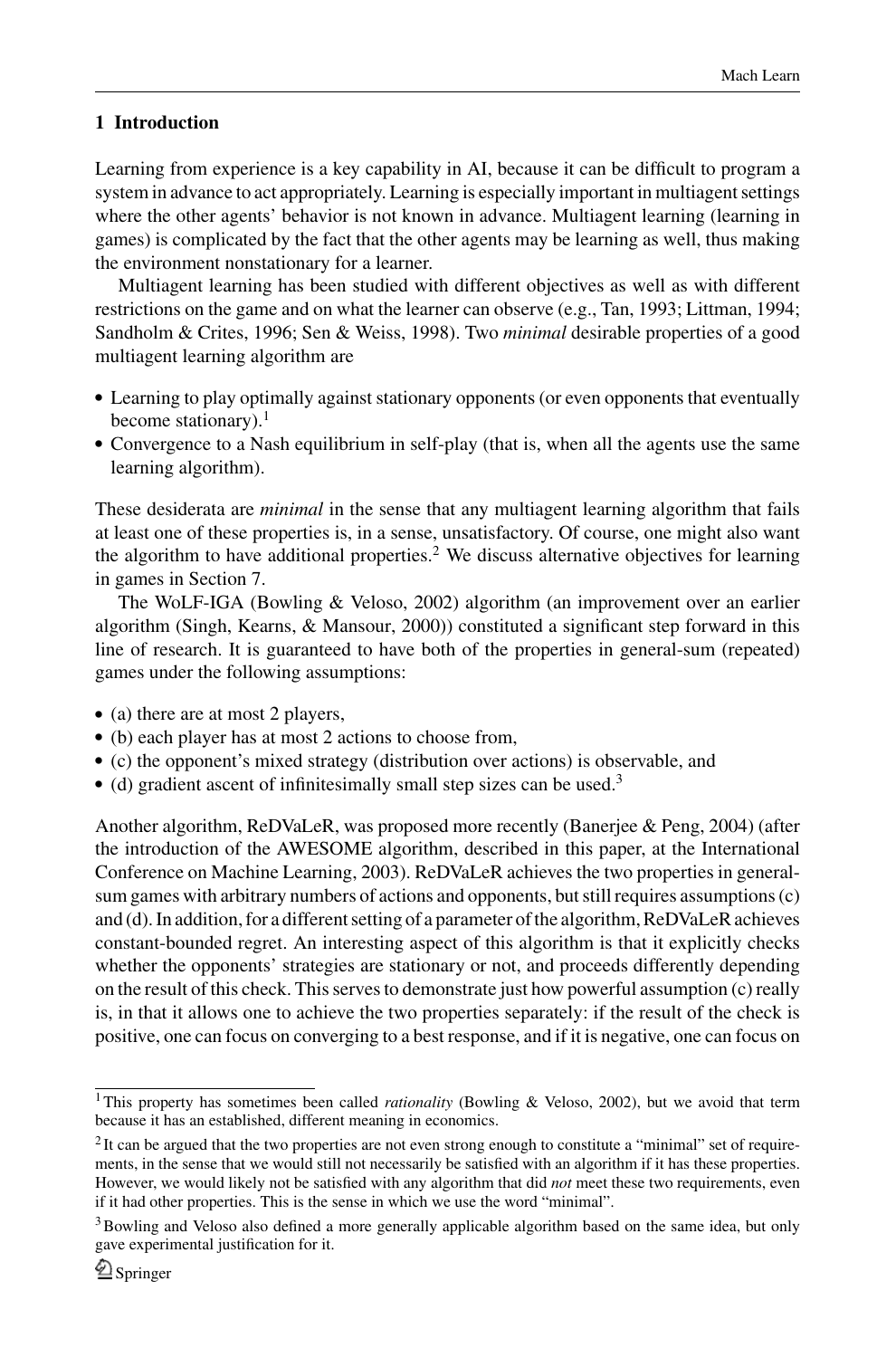## 1 Introduction

Learning from experience is a key capability in AI, because it can be difficult to program a system in advance to act appropriately. Learning is especially important in multiagent settings where the other agents' behavior is not known in advance. Multiagent learning (learning in games) is complicated by the fact that the other agents may be learning as well, thus making the environment nonstationary for a learner.

Multiagent learning has been studied with different objectives as well as with different restrictions on the game and on what the learner can observe (e.g., Tan, 1993; Littman, 1994; Sandholm & Crites, 1996; Sen & Weiss, 1998). Two *minimal* desirable properties of a good multiagent learning algorithm are

- Learning to play optimally against stationary opponents (or even opponents that eventually become stationary).[1]
- Convergence to a Nash equilibrium in self-play (that is, when all the agents use the same learning algorithm).

These desiderata are *minimal* in the sense that any multiagent learning algorithm that fails at least one of these properties is, in a sense, unsatisfactory. Of course, one might also want the algorithm to have additional properties.[2] We discuss alternative objectives for learning in games in Section 7.

The WoLF-IGA (Bowling & Veloso, 2002) algorithm (an improvement over an earlier algorithm (Singh, Kearns, & Mansour, 2000)) constituted a significant step forward in this line of research. It is guaranteed to have both of the properties in general-sum (repeated) games under the following assumptions:

- (a) there are at most 2 players,
- (b) each player has at most 2 actions to choose from,
- (c) the opponent's mixed strategy (distribution over actions) is observable, and
- (d) gradient ascent of infinitesimally small step sizes can be used.[3]

Another algorithm, ReDVaLeR, was proposed more recently (Banerjee & Peng, 2004) (after the introduction of the AWESOME algorithm, described in this paper, at the International Conference on Machine Learning, 2003). ReDVaLeR achieves the two properties in general-sum games with arbitrary numbers of actions and opponents, but still requires assumptions (c) and (d). In addition, for a different setting of a parameter of the algorithm, ReDVaLeR achieves constant-bounded regret. An interesting aspect of this algorithm is that it explicitly checks whether the opponents' strategies are stationary or not, and proceeds differently depending on the result of this check. This serves to demonstrate just how powerful assumption (c) really is, in that it allows one to achieve the two properties separately: if the result of the check is positive, one can focus on converging to a best response, and if it is negative, one can focus on

[1] This property has sometimes been called *rationality* (Bowling & Veloso, 2002), but we avoid that term because it has an established, different meaning in economics.

[2] It can be argued that the two properties are not even strong enough to constitute a "minimal" set of requirements, in the sense that we would still not necessarily be satisfied with an algorithm if it has these properties. However, we would likely not be satisfied with any algorithm that did *not* meet these two requirements, even if it had other properties. This is the sense in which we use the word "minimal".

[3] Bowling and Veloso also defined a more generally applicable algorithm based on the same idea, but only gave experimental justification for it.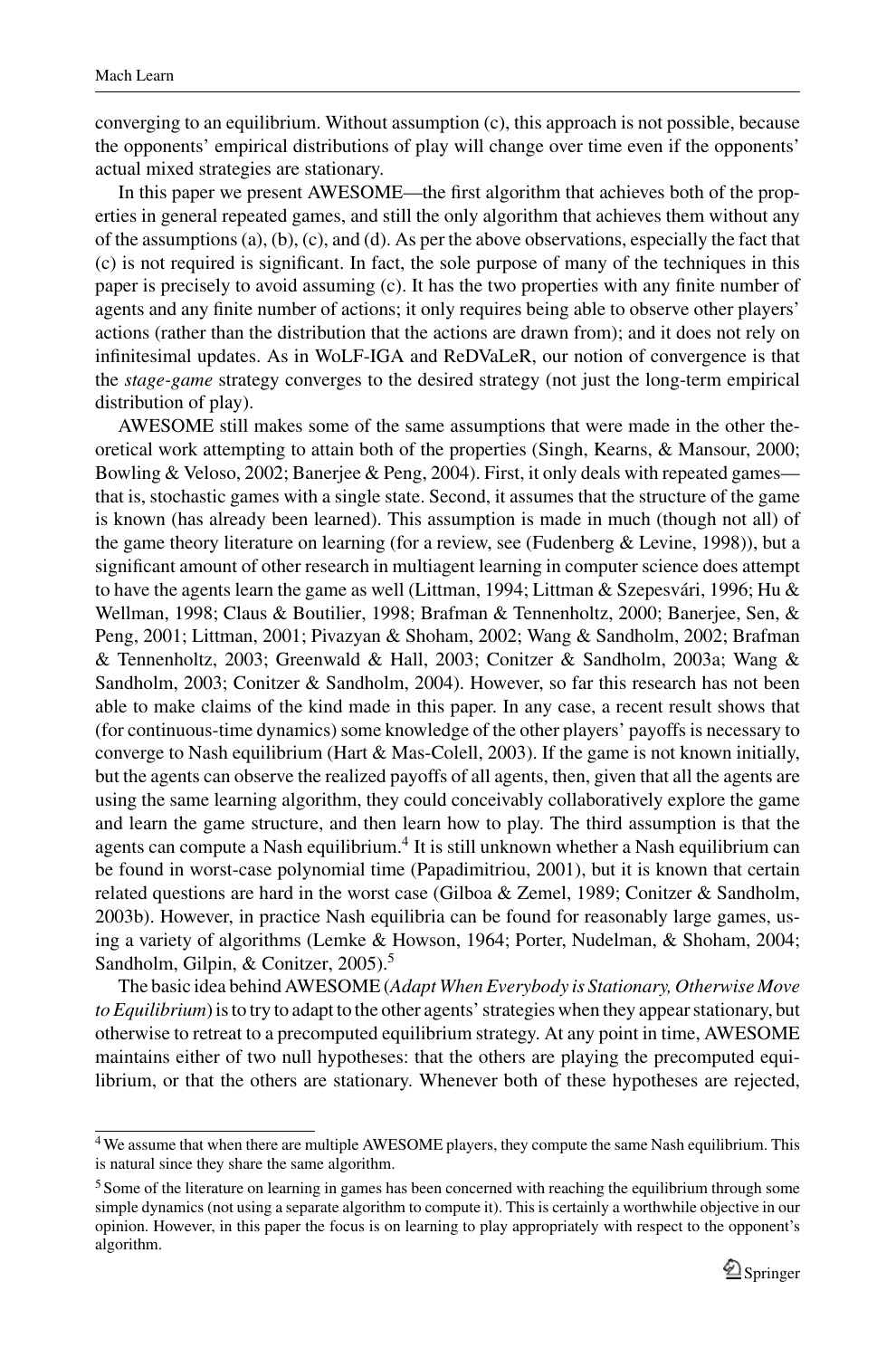converging to an equilibrium. Without assumption (c), this approach is not possible, because the opponents' empirical distributions of play will change over time even if the opponents' actual mixed strategies are stationary.

In this paper we present AWESOME—the first algorithm that achieves both of the properties in general repeated games, and still the only algorithm that achieves them without any of the assumptions (a), (b), (c), and (d). As per the above observations, especially the fact that (c) is not required is significant. In fact, the sole purpose of many of the techniques in this paper is precisely to avoid assuming (c). It has the two properties with any finite number of agents and any finite number of actions; it only requires being able to observe other players' actions (rather than the distribution that the actions are drawn from); and it does not rely on infinitesimal updates. As in WoLF-IGA and ReDVaLeR, our notion of convergence is that the *stage-game* strategy converges to the desired strategy (not just the long-term empirical distribution of play).

AWESOME still makes some of the same assumptions that were made in the other theoretical work attempting to attain both of the properties (Singh, Kearns, & Mansour, 2000; Bowling & Veloso, 2002; Banerjee & Peng, 2004). First, it only deals with repeated games—that is, stochastic games with a single state. Second, it assumes that the structure of the game is known (has already been learned). This assumption is made in much (though not all) of the game theory literature on learning (for a review, see (Fudenberg & Levine, 1998)), but a significant amount of other research in multiagent learning in computer science does attempt to have the agents learn the game as well (Littman, 1994; Littman & Szepesvári, 1996; Hu & Wellman, 1998; Claus & Boutilier, 1998; Brafman & Tennenholtz, 2000; Banerjee, Sen, & Peng, 2001; Littman, 2001; Pivazyan & Shoham, 2002; Wang & Sandholm, 2002; Brafman & Tennenholtz, 2003; Greenwald & Hall, 2003; Conitzer & Sandholm, 2003a; Wang & Sandholm, 2003; Conitzer & Sandholm, 2004). However, so far this research has not been able to make claims of the kind made in this paper. In any case, a recent result shows that (for continuous-time dynamics) some knowledge of the other players' payoffs is necessary to converge to Nash equilibrium (Hart & Mas-Colell, 2003). If the game is not known initially, but the agents can observe the realized payoffs of all agents, then, given that all the agents are using the same learning algorithm, they could conceivably collaboratively explore the game and learn the game structure, and then learn how to play. The third assumption is that the agents can compute a Nash equilibrium.[4] It is still unknown whether a Nash equilibrium can be found in worst-case polynomial time (Papadimitriou, 2001), but it is known that certain related questions are hard in the worst case (Gilboa & Zemel, 1989; Conitzer & Sandholm, 2003b). However, in practice Nash equilibria can be found for reasonably large games, using a variety of algorithms (Lemke & Howson, 1964; Porter, Nudelman, & Shoham, 2004; Sandholm, Gilpin, & Conitzer, 2005).[5]

The basic idea behind AWESOME (*Adapt When Everybody is Stationary, Otherwise Move to Equilibrium*) is to try to adapt to the other agents' strategies when they appear stationary, but otherwise to retreat to a precomputed equilibrium strategy. At any point in time, AWESOME maintains either of two null hypotheses: that the others are playing the precomputed equilibrium, or that the others are stationary. Whenever both of these hypotheses are rejected,

[4] We assume that when there are multiple AWESOME players, they compute the same Nash equilibrium. This is natural since they share the same algorithm.

[5] Some of the literature on learning in games has been concerned with reaching the equilibrium through some simple dynamics (not using a separate algorithm to compute it). This is certainly a worthwhile objective in our opinion. However, in this paper the focus is on learning to play appropriately with respect to the opponent's algorithm.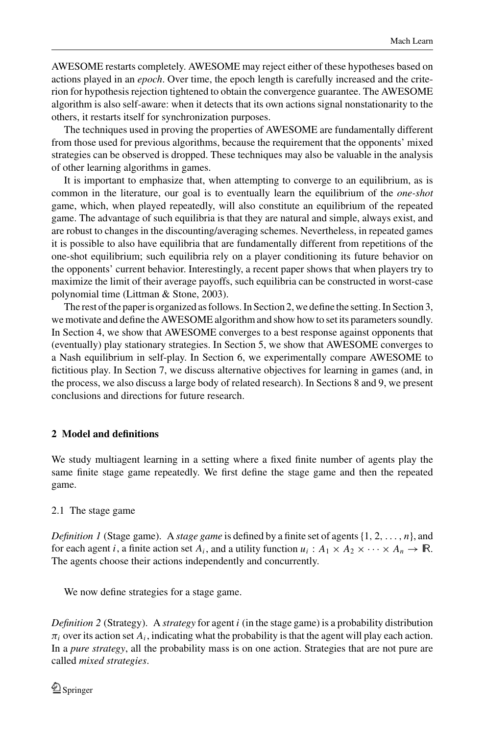AWESOME restarts completely. AWESOME may reject either of these hypotheses based on actions played in an *epoch*. Over time, the epoch length is carefully increased and the criterion for hypothesis rejection tightened to obtain the convergence guarantee. The AWESOME algorithm is also self-aware: when it detects that its own actions signal nonstationarity to the others, it restarts itself for synchronization purposes.

The techniques used in proving the properties of AWESOME are fundamentally different from those used for previous algorithms, because the requirement that the opponents' mixed strategies can be observed is dropped. These techniques may also be valuable in the analysis of other learning algorithms in games.

It is important to emphasize that, when attempting to converge to an equilibrium, as is common in the literature, our goal is to eventually learn the equilibrium of the *one-shot* game, which, when played repeatedly, will also constitute an equilibrium of the repeated game. The advantage of such equilibria is that they are natural and simple, always exist, and are robust to changes in the discounting/averaging schemes. Nevertheless, in repeated games it is possible to also have equilibria that are fundamentally different from repetitions of the one-shot equilibrium; such equilibria rely on a player conditioning its future behavior on the opponents' current behavior. Interestingly, a recent paper shows that when players try to maximize the limit of their average payoffs, such equilibria can be constructed in worst-case polynomial time (Littman & Stone, 2003).

The rest of the paper is organized as follows. In Section 2, we define the setting. In Section 3, we motivate and define the AWESOME algorithm and show how to set its parameters soundly. In Section 4, we show that AWESOME converges to a best response against opponents that (eventually) play stationary strategies. In Section 5, we show that AWESOME converges to a Nash equilibrium in self-play. In Section 6, we experimentally compare AWESOME to fictitious play. In Section 7, we discuss alternative objectives for learning in games (and, in the process, we also discuss a large body of related research). In Sections 8 and 9, we present conclusions and directions for future research.

## 2 Model and definitions

We study multiagent learning in a setting where a fixed finite number of agents play the same finite stage game repeatedly. We first define the stage game and then the repeated game.

### 2.1 The stage game

*Definition 1* (Stage game). A *stage game* is defined by a finite set of agents $\{1, 2, \ldots, n\}$, and for each agent $i$, a finite action set $A_i$, and a utility function $u_i : A_1 \times A_2 \times \cdots \times A_n \to \mathbb{R}$. The agents choose their actions independently and concurrently.

We now define strategies for a stage game.

*Definition 2* (Strategy). A *strategy* for agent $i$ (in the stage game) is a probability distribution $\pi_i$ over its action set $A_i$, indicating what the probability is that the agent will play each action. In a *pure strategy*, all the probability mass is on one action. Strategies that are not pure are called *mixed strategies*.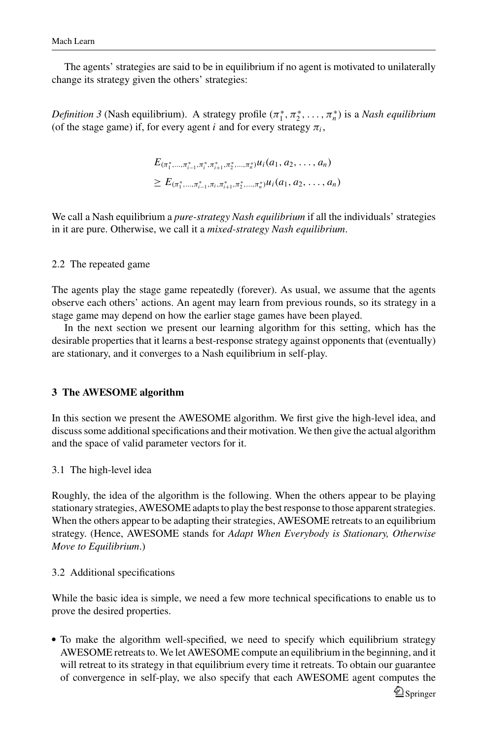The agents' strategies are said to be in equilibrium if no agent is motivated to unilaterally change its strategy given the others' strategies:

*Definition 3* (Nash equilibrium). A strategy profile $(\pi_1^*, \pi_2^*, \ldots, \pi_n^*)$ is a *Nash equilibrium* (of the stage game) if, for every agent $i$ and for every strategy $\pi_i$,

$$
\begin{aligned}
&E_{(\pi_1^*,\ldots,\pi_{i-1}^*,\pi_i^*,\pi_{i+1}^*,\pi_2^*,\ldots,\pi_n^*)} u_i(a_1, a_2, \ldots, a_n) \\
&\geq E_{(\pi_1^*,\ldots,\pi_{i-1}^*,\pi_i,\pi_{i+1}^*,\pi_2^*,\ldots,\pi_n^*)} u_i(a_1, a_2, \ldots, a_n)
\end{aligned}
$$

We call a Nash equilibrium a *pure-strategy Nash equilibrium* if all the individuals' strategies in it are pure. Otherwise, we call it a *mixed-strategy Nash equilibrium*.

### 2.2 The repeated game

The agents play the stage game repeatedly (forever). As usual, we assume that the agents observe each others' actions. An agent may learn from previous rounds, so its strategy in a stage game may depend on how the earlier stage games have been played.

In the next section we present our learning algorithm for this setting, which has the desirable properties that it learns a best-response strategy against opponents that (eventually) are stationary, and it converges to a Nash equilibrium in self-play.

## 3 The AWESOME algorithm

In this section we present the AWESOME algorithm. We first give the high-level idea, and discuss some additional specifications and their motivation. We then give the actual algorithm and the space of valid parameter vectors for it.

### 3.1 The high-level idea

Roughly, the idea of the algorithm is the following. When the others appear to be playing stationary strategies, AWESOME adapts to play the best response to those apparent strategies. When the others appear to be adapting their strategies, AWESOME retreats to an equilibrium strategy. (Hence, AWESOME stands for *Adapt When Everybody is Stationary, Otherwise Move to Equilibrium*.)

### 3.2 Additional specifications

While the basic idea is simple, we need a few more technical specifications to enable us to prove the desired properties.

- To make the algorithm well-specified, we need to specify which equilibrium strategy AWESOME retreats to. We let AWESOME compute an equilibrium in the beginning, and it will retreat to its strategy in that equilibrium every time it retreats. To obtain our guarantee of convergence in self-play, we also specify that each AWESOME agent computes the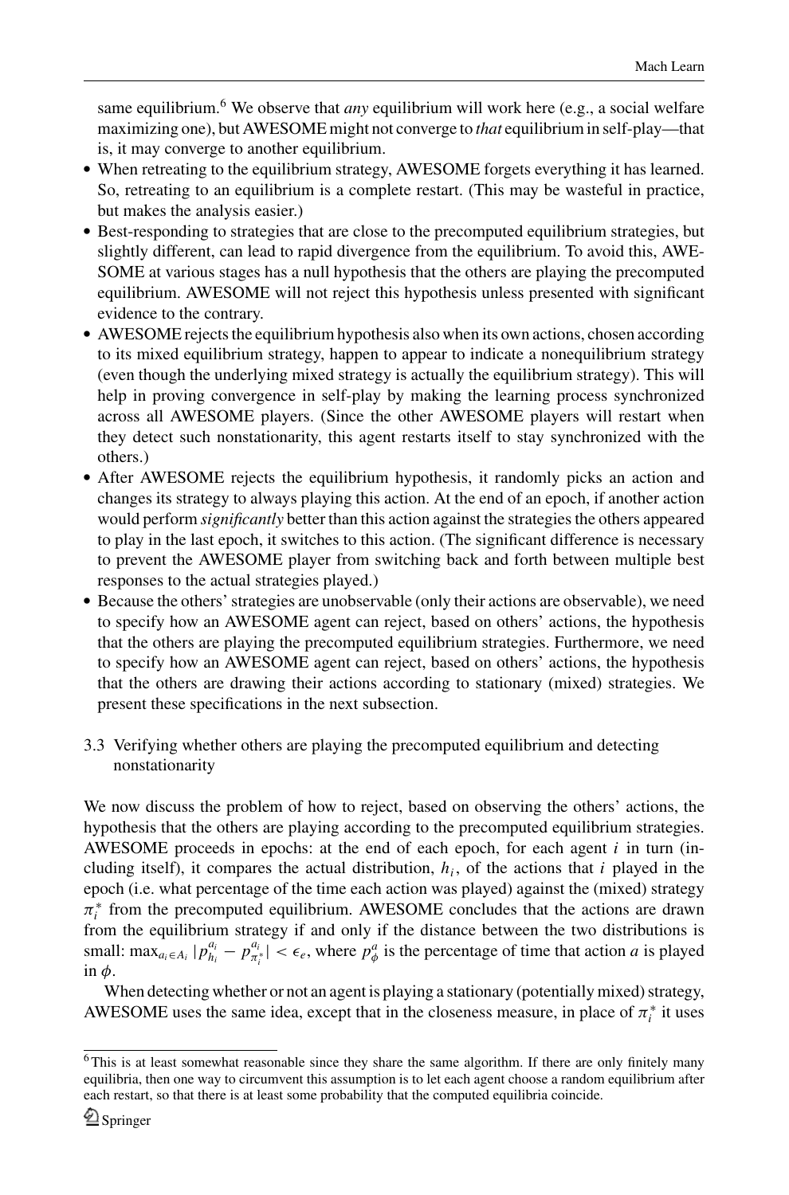same equilibrium.[6] We observe that *any* equilibrium will work here (e.g., a social welfare maximizing one), but AWESOME might not converge to *that* equilibrium in self-play—that is, it may converge to another equilibrium.

- When retreating to the equilibrium strategy, AWESOME forgets everything it has learned. So, retreating to an equilibrium is a complete restart. (This may be wasteful in practice, but makes the analysis easier.)
- Best-responding to strategies that are close to the precomputed equilibrium strategies, but slightly different, can lead to rapid divergence from the equilibrium. To avoid this, AWESOME at various stages has a null hypothesis that the others are playing the precomputed equilibrium. AWESOME will not reject this hypothesis unless presented with significant evidence to the contrary.
- AWESOME rejects the equilibrium hypothesis also when its own actions, chosen according to its mixed equilibrium strategy, happen to appear to indicate a nonequilibrium strategy (even though the underlying mixed strategy is actually the equilibrium strategy). This will help in proving convergence in self-play by making the learning process synchronized across all AWESOME players. (Since the other AWESOME players will restart when they detect such nonstationarity, this agent restarts itself to stay synchronized with the others.)
- After AWESOME rejects the equilibrium hypothesis, it randomly picks an action and changes its strategy to always playing this action. At the end of an epoch, if another action would perform *significantly* better than this action against the strategies the others appeared to play in the last epoch, it switches to this action. (The significant difference is necessary to prevent the AWESOME player from switching back and forth between multiple best responses to the actual strategies played.)
- Because the others' strategies are unobservable (only their actions are observable), we need to specify how an AWESOME agent can reject, based on others' actions, the hypothesis that the others are playing the precomputed equilibrium strategies. Furthermore, we need to specify how an AWESOME agent can reject, based on others' actions, the hypothesis that the others are drawing their actions according to stationary (mixed) strategies. We present these specifications in the next subsection.

### 3.3 Verifying whether others are playing the precomputed equilibrium and detecting nonstationarity

We now discuss the problem of how to reject, based on observing the others' actions, the hypothesis that the others are playing according to the precomputed equilibrium strategies. AWESOME proceeds in epochs: at the end of each epoch, for each agent $i$ in turn (including itself), it compares the actual distribution, $h_i$, of the actions that $i$ played in the epoch (i.e. what percentage of the time each action was played) against the (mixed) strategy $\pi_i^*$ from the precomputed equilibrium. AWESOME concludes that the actions are drawn from the equilibrium strategy if and only if the distance between the two distributions is small: $\max_{a_i \in A_i} |p_{h_i}^{a_i} - p_{\pi_i^*}^{a_i}| < \epsilon_e$, where $p_\phi^a$ is the percentage of time that action $a$ is played in $\phi$.

When detecting whether or not an agent is playing a stationary (potentially mixed) strategy, AWESOME uses the same idea, except that in the closeness measure, in place of $\pi_i^*$ it uses

[6] This is at least somewhat reasonable since they share the same algorithm. If there are only finitely many equilibria, then one way to circumvent this assumption is to let each agent choose a random equilibrium after each restart, so that there is at least some probability that the computed equilibria coincide.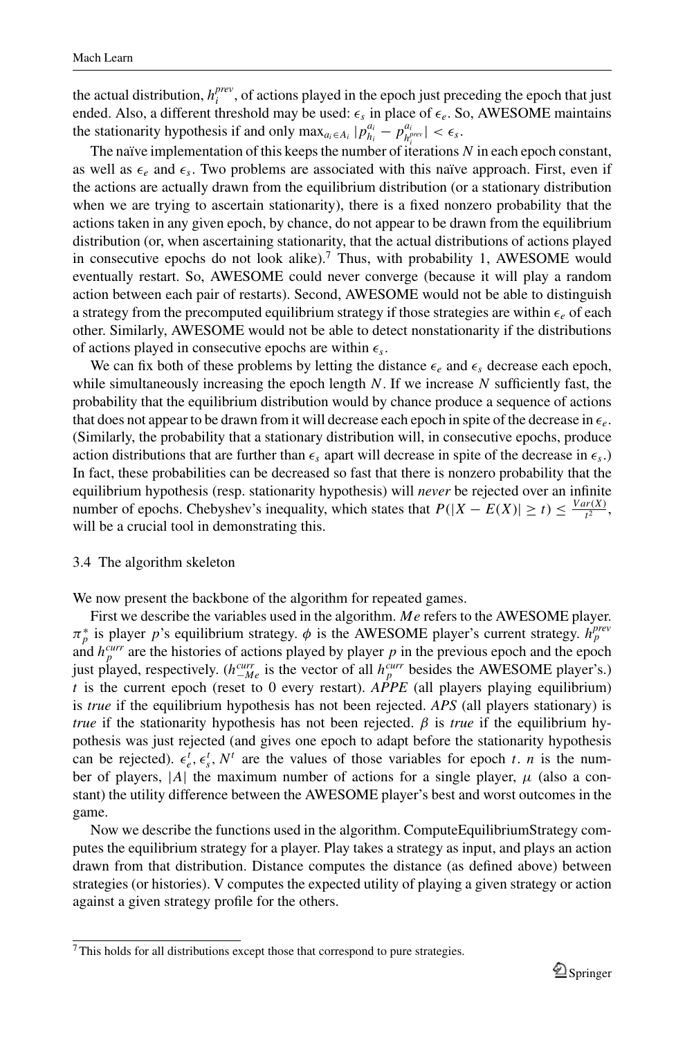the actual distribution, $h_i^{prev}$, of actions played in the epoch just preceding the epoch that just ended. Also, a different threshold may be used: $\epsilon_s$ in place of $\epsilon_e$. So, AWESOME maintains the stationarity hypothesis if and only $\max_{a_i \in A_i} |p_{h_i}^{a_i} - p_{h_i^{prev}}^{a_i}| < \epsilon_s$.

The naïve implementation of this keeps the number of iterations $N$ in each epoch constant, as well as $\epsilon_e$ and $\epsilon_s$. Two problems are associated with this naïve approach. First, even if the actions are actually drawn from the equilibrium distribution (or a stationary distribution when we are trying to ascertain stationarity), there is a fixed nonzero probability that the actions taken in any given epoch, by chance, do not appear to be drawn from the equilibrium distribution (or, when ascertaining stationarity, that the actual distributions of actions played in consecutive epochs do not look alike).[7] Thus, with probability 1, AWESOME would eventually restart. So, AWESOME could never converge (because it will play a random action between each pair of restarts). Second, AWESOME would not be able to distinguish a strategy from the precomputed equilibrium strategy if those strategies are within $\epsilon_e$ of each other. Similarly, AWESOME would not be able to detect nonstationarity if the distributions of actions played in consecutive epochs are within $\epsilon_s$.

We can fix both of these problems by letting the distance $\epsilon_e$ and $\epsilon_s$ decrease each epoch, while simultaneously increasing the epoch length $N$. If we increase $N$ sufficiently fast, the probability that the equilibrium distribution would by chance produce a sequence of actions that does not appear to be drawn from it will decrease each epoch in spite of the decrease in $\epsilon_e$. (Similarly, the probability that a stationary distribution will, in consecutive epochs, produce action distributions that are further than $\epsilon_s$ apart will decrease in spite of the decrease in $\epsilon_s$.) In fact, these probabilities can be decreased so fast that there is nonzero probability that the equilibrium hypothesis (resp. stationarity hypothesis) will *never* be rejected over an infinite number of epochs. Chebyshev's inequality, which states that $P(|X - E(X)| \geq t) \leq \frac{Var(X)}{t^2}$, will be a crucial tool in demonstrating this.

### 3.4 The algorithm skeleton

We now present the backbone of the algorithm for repeated games.

First we describe the variables used in the algorithm. *Me* refers to the AWESOME player. $\pi_p^*$ is player $p$'s equilibrium strategy. $\phi$ is the AWESOME player's current strategy. $h_p^{prev}$ and $h_p^{curr}$ are the histories of actions played by player $p$ in the previous epoch and the epoch just played, respectively. ($h_{-Me}^{curr}$ is the vector of all $h_p^{curr}$ besides the AWESOME player's.) $t$ is the current epoch (reset to 0 every restart). *APPE* (all players playing equilibrium) is *true* if the equilibrium hypothesis has not been rejected. *APS* (all players stationary) is *true* if the stationarity hypothesis has not been rejected. $\beta$ is *true* if the equilibrium hypothesis was just rejected (and gives one epoch to adapt before the stationarity hypothesis can be rejected). $\epsilon_e^t, \epsilon_s^t, N^t$ are the values of those variables for epoch $t$. $n$ is the number of players, $|A|$ the maximum number of actions for a single player, $\mu$ (also a constant) the utility difference between the AWESOME player's best and worst outcomes in the game.

Now we describe the functions used in the algorithm. ComputeEquilibriumStrategy computes the equilibrium strategy for a player. Play takes a strategy as input, and plays an action drawn from that distribution. Distance computes the distance (as defined above) between strategies (or histories). V computes the expected utility of playing a given strategy or action against a given strategy profile for the others.

[7] This holds for all distributions except those that correspond to pure strategies.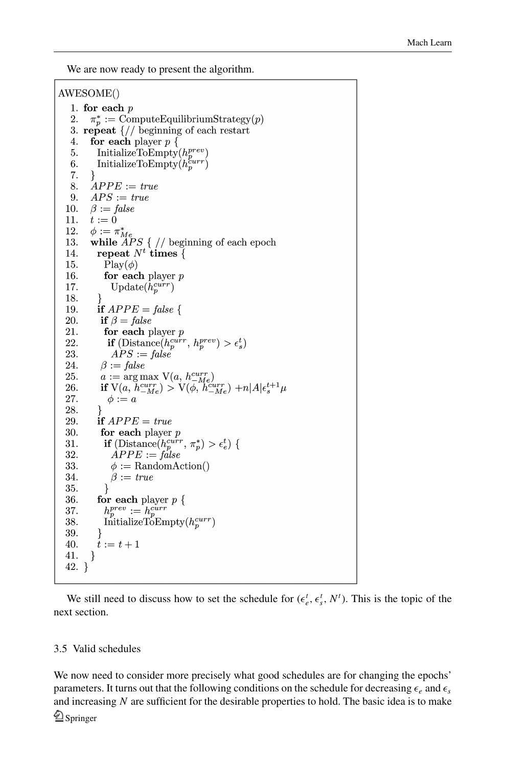We are now ready to present the algorithm.

```
AWESOME()
 1. for each p
 2.   π*_p := ComputeEquilibriumStrategy(p)
 3. repeat {// beginning of each restart
 4.   for each player p {
 5.     InitializeToEmpty(h_p^prev)
 6.     InitializeToEmpty(h_p^curr)
 7.   }
 8.   APPE := true
 9.   APS := true
10.   β := false
11.   t := 0
12.   φ := π*_Me
13.   while APS { // beginning of each epoch
14.     repeat N^t times {
15.       Play(φ)
16.       for each player p
17.         Update(h_p^curr)
18.     }
19.     if APPE = false {
20.      if β = false
21.       for each player p
22.        if (Distance(h_p^curr, h_p^prev) > ε_s^t)
23.         APS := false
24.      β := false
25.      a := arg max V(a, h_{-Me}^curr)
26.      if V(a, h_{-Me}^curr) > V(φ, h_{-Me}^curr) +n|A|ε_s^{t+1}μ
27.        φ := a
28.     }
29.     if APPE = true
30.      for each player p
31.       if (Distance(h_p^curr, π*_p) > ε_e^t) {
32.         APPE := false
33.         φ := RandomAction()
34.         β := true
35.       }
36.     for each player p {
37.       h_p^prev := h_p^curr
38.       InitializeToEmpty(h_p^curr)
39.     }
40.     t := t + 1
41.   }
42. }
```

We still need to discuss how to set the schedule for $(\epsilon_e^t, \epsilon_s^t, N^t)$. This is the topic of the next section.

### 3.5 Valid schedules

We now need to consider more precisely what good schedules are for changing the epochs' parameters. It turns out that the following conditions on the schedule for decreasing $\epsilon_e$ and $\epsilon_s$ and increasing $N$ are sufficient for the desirable properties to hold. The basic idea is to make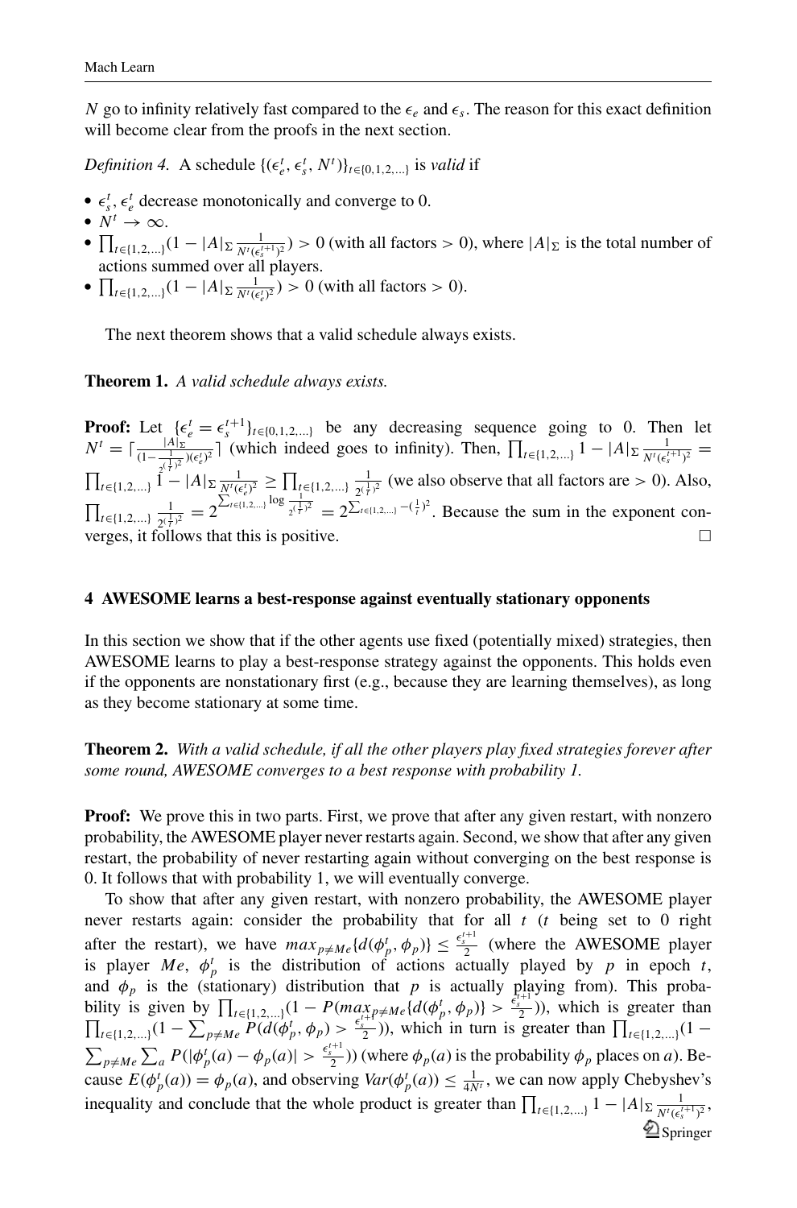$N$ go to infinity relatively fast compared to the $\epsilon_e$ and $\epsilon_s$. The reason for this exact definition will become clear from the proofs in the next section.

*Definition 4.* A schedule $\{(\epsilon_e^t, \epsilon_s^t, N^t)\}_{t\in\{0,1,2,\dots\}}$ is *valid* if

- $\epsilon_s^t, \epsilon_e^t$ decrease monotonically and converge to 0.
- $N^t \to \infty$.
- $\prod_{t\in\{1,2,\dots\}}(1 - |A|_\Sigma \frac{1}{N^t(\epsilon_s^{t+1})^2}) > 0$ (with all factors $> 0$), where $|A|_\Sigma$ is the total number of actions summed over all players.
- $\prod_{t\in\{1,2,\dots\}}(1 - |A|_\Sigma \frac{1}{N^t(\epsilon_e^t)^2}) > 0$ (with all factors $> 0$).

The next theorem shows that a valid schedule always exists.

**Theorem 1.** *A valid schedule always exists.*

**Proof:** Let $\{\epsilon_e^t = \epsilon_s^{t+1}\}_{t\in\{0,1,2,\dots\}}$ be any decreasing sequence going to 0. Then let $N^t = \lceil \frac{|A|_\Sigma}{(1-\frac{1}{2^{(\frac{1}{t})^2}})(\epsilon_e^t)^2} \rceil$ (which indeed goes to infinity). Then, $\prod_{t\in\{1,2,\dots\}} 1 - |A|_\Sigma \frac{1}{N^t(\epsilon_s^{t+1})^2} = \prod_{t\in\{1,2,\dots\}} 1 - |A|_\Sigma \frac{1}{N^t(\epsilon_e^t)^2} \geq \prod_{t\in\{1,2,\dots\}} \frac{1}{2^{(\frac{1}{t})^2}}$ (we also observe that all factors are $> 0$). Also, $\prod_{t\in\{1,2,\dots\}} \frac{1}{2^{(\frac{1}{t})^2}} = 2^{\sum_{t\in\{1,2,\dots\}} \log \frac{1}{2^{(\frac{1}{t})^2}}} = 2^{\sum_{t\in\{1,2,\dots\}} -(\frac{1}{t})^2}$. Because the sum in the exponent converges, it follows that this is positive. □

## 4 AWESOME learns a best-response against eventually stationary opponents

In this section we show that if the other agents use fixed (potentially mixed) strategies, then AWESOME learns to play a best-response strategy against the opponents. This holds even if the opponents are nonstationary first (e.g., because they are learning themselves), as long as they become stationary at some time.

**Theorem 2.** *With a valid schedule, if all the other players play fixed strategies forever after some round, AWESOME converges to a best response with probability 1.*

**Proof:** We prove this in two parts. First, we prove that after any given restart, with nonzero probability, the AWESOME player never restarts again. Second, we show that after any given restart, the probability of never restarting again without converging on the best response is 0. It follows that with probability 1, we will eventually converge.

To show that after any given restart, with nonzero probability, the AWESOME player never restarts again: consider the probability that for all $t$ ($t$ being set to 0 right after the restart), we have $max_{p\neq Me}\{d(\phi_p^t, \phi_p)\} \leq \frac{\epsilon_s^{t+1}}{2}$ (where the AWESOME player is player $Me$, $\phi_p^t$ is the distribution of actions actually played by $p$ in epoch $t$, and $\phi_p$ is the (stationary) distribution that $p$ is actually playing from). This probability is given by $\prod_{t\in\{1,2,\dots\}}(1 - P(max_{p\neq Me}\{d(\phi_p^t, \phi_p)\} > \frac{\epsilon_s^{t+1}}{2}))$, which is greater than $\prod_{t\in\{1,2,\dots\}}(1 - \sum_{p\neq Me} P(d(\phi_p^t, \phi_p) > \frac{\epsilon_s^{t+1}}{2}))$, which in turn is greater than $\prod_{t\in\{1,2,\dots\}}(1 - \sum_{p\neq Me}\sum_a P(|\phi_p^t(a) - \phi_p(a)| > \frac{\epsilon_s^{t+1}}{2}))$ (where $\phi_p(a)$ is the probability $\phi_p$ places on $a$). Because $E(\phi_p^t(a)) = \phi_p(a)$, and observing $Var(\phi_p^t(a)) \leq \frac{1}{4N^t}$, we can now apply Chebyshev's inequality and conclude that the whole product is greater than $\prod_{t\in\{1,2,\dots\}} 1 - |A|_\Sigma \frac{1}{N^t(\epsilon_s^{t+1})^2}$,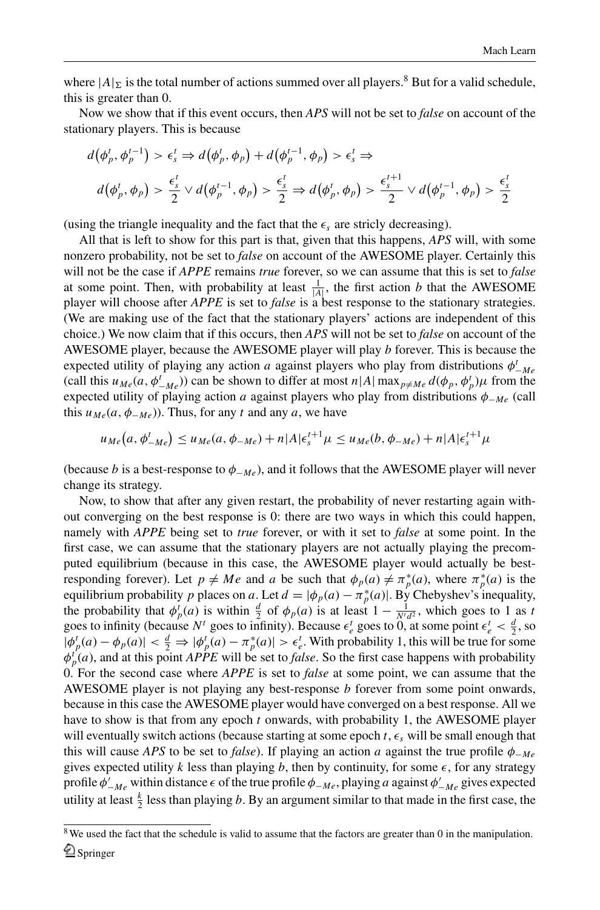where $|A|_\Sigma$ is the total number of actions summed over all players.[8] But for a valid schedule, this is greater than 0.

Now we show that if this event occurs, then *APS* will not be set to *false* on account of the stationary players. This is because

$$d\big(\phi_p^t, \phi_p^{t-1}\big) > \epsilon_s^t \Rightarrow d\big(\phi_p^t, \phi_p\big) + d\big(\phi_p^{t-1}, \phi_p\big) > \epsilon_s^t \Rightarrow$$

$$d\big(\phi_p^t, \phi_p\big) > \frac{\epsilon_s^t}{2} \vee d\big(\phi_p^{t-1}, \phi_p\big) > \frac{\epsilon_s^t}{2} \Rightarrow d\big(\phi_p^t, \phi_p\big) > \frac{\epsilon_s^{t+1}}{2} \vee d\big(\phi_p^{t-1}, \phi_p\big) > \frac{\epsilon_s^t}{2}$$

(using the triangle inequality and the fact that the $\epsilon_s$ are stricly decreasing).

All that is left to show for this part is that, given that this happens, *APS* will, with some nonzero probability, not be set to *false* on account of the AWESOME player. Certainly this will not be the case if *APPE* remains *true* forever, so we can assume that this is set to *false* at some point. Then, with probability at least $\frac{1}{|A|}$, the first action $b$ that the AWESOME player will choose after *APPE* is set to *false* is a best response to the stationary strategies. (We are making use of the fact that the stationary players' actions are independent of this choice.) We now claim that if this occurs, then *APS* will not be set to *false* on account of the AWESOME player, because the AWESOME player will play $b$ forever. This is because the expected utility of playing any action $a$ against players who play from distributions $\phi_{-Me}^t$ (call this $u_{Me}(a, \phi_{-Me}^t)$) can be shown to differ at most $n|A|\max_{p \neq Me} d(\phi_p, \phi_p^t)\mu$ from the expected utility of playing action $a$ against players who play from distributions $\phi_{-Me}$ (call this $u_{Me}(a, \phi_{-Me})$). Thus, for any $t$ and any $a$, we have

$$u_{Me}\big(a, \phi_{-Me}^t\big) \leq u_{Me}(a, \phi_{-Me}) + n|A|\epsilon_s^{t+1}\mu \leq u_{Me}(b, \phi_{-Me}) + n|A|\epsilon_s^{t+1}\mu$$

(because $b$ is a best-response to $\phi_{-Me}$), and it follows that the AWESOME player will never change its strategy.

Now, to show that after any given restart, the probability of never restarting again without converging on the best response is 0: there are two ways in which this could happen, namely with *APPE* being set to *true* forever, or with it set to *false* at some point. In the first case, we can assume that the stationary players are not actually playing the precomputed equilibrium (because in this case, the AWESOME player would actually be best-responding forever). Let $p \neq Me$ and $a$ be such that $\phi_p(a) \neq \pi_p^*(a)$, where $\pi_p^*(a)$ is the equilibrium probability $p$ places on $a$. Let $d = |\phi_p(a) - \pi_p^*(a)|$. By Chebyshev's inequality, the probability that $\phi_p^t(a)$ is within $\frac{d}{2}$ of $\phi_p(a)$ is at least $1 - \frac{1}{N^t d^2}$, which goes to 1 as $t$ goes to infinity (because $N^t$ goes to infinity). Because $\epsilon_e^t$ goes to 0, at some point $\epsilon_e^t < \frac{d}{2}$, so $|\phi_p^t(a) - \phi_p(a)| < \frac{d}{2} \Rightarrow |\phi_p^t(a) - \pi_p^*(a)| > \epsilon_e^t$. With probability 1, this will be true for some $\phi_p^t(a)$, and at this point *APPE* will be set to *false*. So the first case happens with probability 0. For the second case where *APPE* is set to *false* at some point, we can assume that the AWESOME player is not playing any best-response $b$ forever from some point onwards, because in this case the AWESOME player would have converged on a best response. All we have to show is that from any epoch $t$ onwards, with probability 1, the AWESOME player will eventually switch actions (because starting at some epoch $t$, $\epsilon_s$ will be small enough that this will cause *APS* to be set to *false*). If playing an action $a$ against the true profile $\phi_{-Me}$ gives expected utility $k$ less than playing $b$, then by continuity, for some $\epsilon$, for any strategy profile $\phi'_{-Me}$ within distance $\epsilon$ of the true profile $\phi_{-Me}$, playing $a$ against $\phi'_{-Me}$ gives expected utility at least $\frac{k}{2}$ less than playing $b$. By an argument similar to that made in the first case, the

[8] We used the fact that the schedule is valid to assume that the factors are greater than 0 in the manipulation.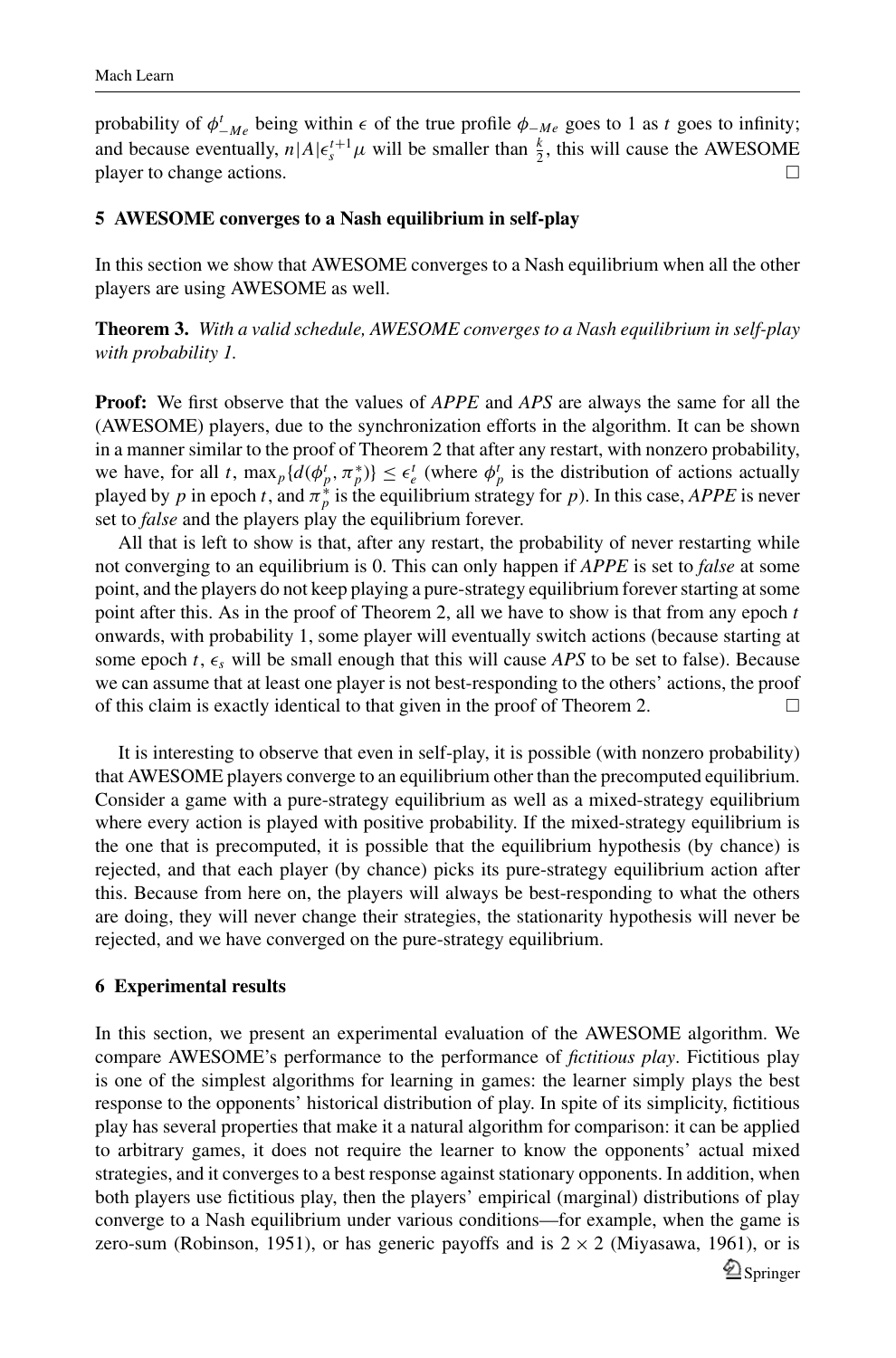probability of $\phi^t_{-Me}$ being within $\epsilon$ of the true profile $\phi_{-Me}$ goes to 1 as $t$ goes to infinity; and because eventually, $n|A|\epsilon_s^{t+1}\mu$ will be smaller than $\frac{k}{2}$, this will cause the AWESOME player to change actions. □

## 5 AWESOME converges to a Nash equilibrium in self-play

In this section we show that AWESOME converges to a Nash equilibrium when all the other players are using AWESOME as well.

**Theorem 3.** *With a valid schedule, AWESOME converges to a Nash equilibrium in self-play with probability 1.*

**Proof:** We first observe that the values of *APPE* and *APS* are always the same for all the (AWESOME) players, due to the synchronization efforts in the algorithm. It can be shown in a manner similar to the proof of Theorem 2 that after any restart, with nonzero probability, we have, for all $t$, $\max_p\{d(\phi^t_p, \pi^*_p)\} \leq \epsilon^t_e$ (where $\phi^t_p$ is the distribution of actions actually played by $p$ in epoch $t$, and $\pi^*_p$ is the equilibrium strategy for $p$). In this case, *APPE* is never set to *false* and the players play the equilibrium forever.

All that is left to show is that, after any restart, the probability of never restarting while not converging to an equilibrium is 0. This can only happen if *APPE* is set to *false* at some point, and the players do not keep playing a pure-strategy equilibrium forever starting at some point after this. As in the proof of Theorem 2, all we have to show is that from any epoch $t$ onwards, with probability 1, some player will eventually switch actions (because starting at some epoch $t$, $\epsilon_s$ will be small enough that this will cause *APS* to be set to false). Because we can assume that at least one player is not best-responding to the others' actions, the proof of this claim is exactly identical to that given in the proof of Theorem 2. □

It is interesting to observe that even in self-play, it is possible (with nonzero probability) that AWESOME players converge to an equilibrium other than the precomputed equilibrium. Consider a game with a pure-strategy equilibrium as well as a mixed-strategy equilibrium where every action is played with positive probability. If the mixed-strategy equilibrium is the one that is precomputed, it is possible that the equilibrium hypothesis (by chance) is rejected, and that each player (by chance) picks its pure-strategy equilibrium action after this. Because from here on, the players will always be best-responding to what the others are doing, they will never change their strategies, the stationarity hypothesis will never be rejected, and we have converged on the pure-strategy equilibrium.

## 6 Experimental results

In this section, we present an experimental evaluation of the AWESOME algorithm. We compare AWESOME's performance to the performance of *fictitious play*. Fictitious play is one of the simplest algorithms for learning in games: the learner simply plays the best response to the opponents' historical distribution of play. In spite of its simplicity, fictitious play has several properties that make it a natural algorithm for comparison: it can be applied to arbitrary games, it does not require the learner to know the opponents' actual mixed strategies, and it converges to a best response against stationary opponents. In addition, when both players use fictitious play, then the players' empirical (marginal) distributions of play converge to a Nash equilibrium under various conditions—for example, when the game is zero-sum (Robinson, 1951), or has generic payoffs and is $2 \times 2$ (Miyasawa, 1961), or is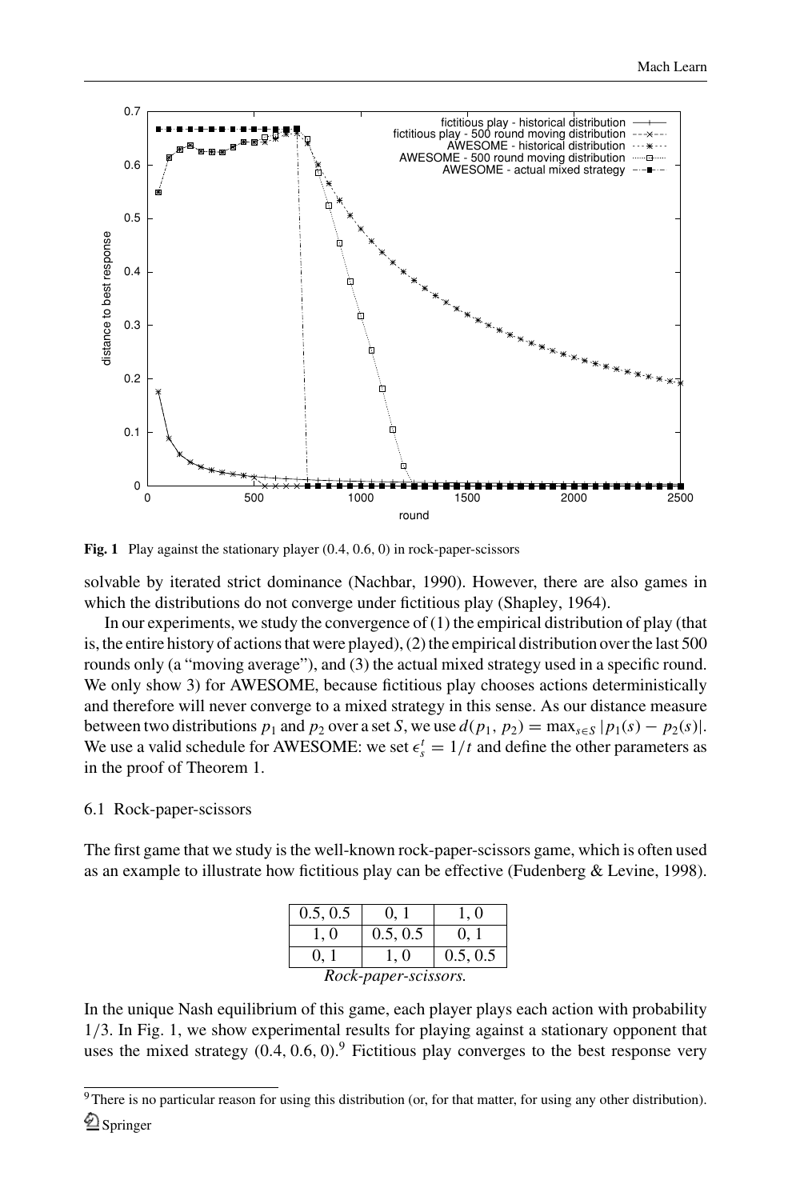**Fig. 1** Play against the stationary player (0.4, 0.6, 0) in rock-paper-scissors

solvable by iterated strict dominance (Nachbar, 1990). However, there are also games in which the distributions do not converge under fictitious play (Shapley, 1964).

In our experiments, we study the convergence of (1) the empirical distribution of play (that is, the entire history of actions that were played), (2) the empirical distribution over the last 500 rounds only (a "moving average"), and (3) the actual mixed strategy used in a specific round. We only show 3) for AWESOME, because fictitious play chooses actions deterministically and therefore will never converge to a mixed strategy in this sense. As our distance measure between two distributions $p_1$ and $p_2$ over a set $S$, we use $d(p_1, p_2) = \max_{s \in S} |p_1(s) - p_2(s)|$. We use a valid schedule for AWESOME: we set $\epsilon_s^t = 1/t$ and define the other parameters as in the proof of Theorem 1.

### 6.1 Rock-paper-scissors

The first game that we study is the well-known rock-paper-scissors game, which is often used as an example to illustrate how fictitious play can be effective (Fudenberg & Levine, 1998).

| | | |
|---|---|---|
| 0.5, 0.5 | 0, 1 | 1, 0 |
| 1, 0 | 0.5, 0.5 | 0, 1 |
| 0, 1 | 1, 0 | 0.5, 0.5 |

*Rock-paper-scissors.*

In the unique Nash equilibrium of this game, each player plays each action with probability 1/3. In Fig. 1, we show experimental results for playing against a stationary opponent that uses the mixed strategy (0.4, 0.6, 0).[9] Fictitious play converges to the best response very

[9] There is no particular reason for using this distribution (or, for that matter, for using any other distribution).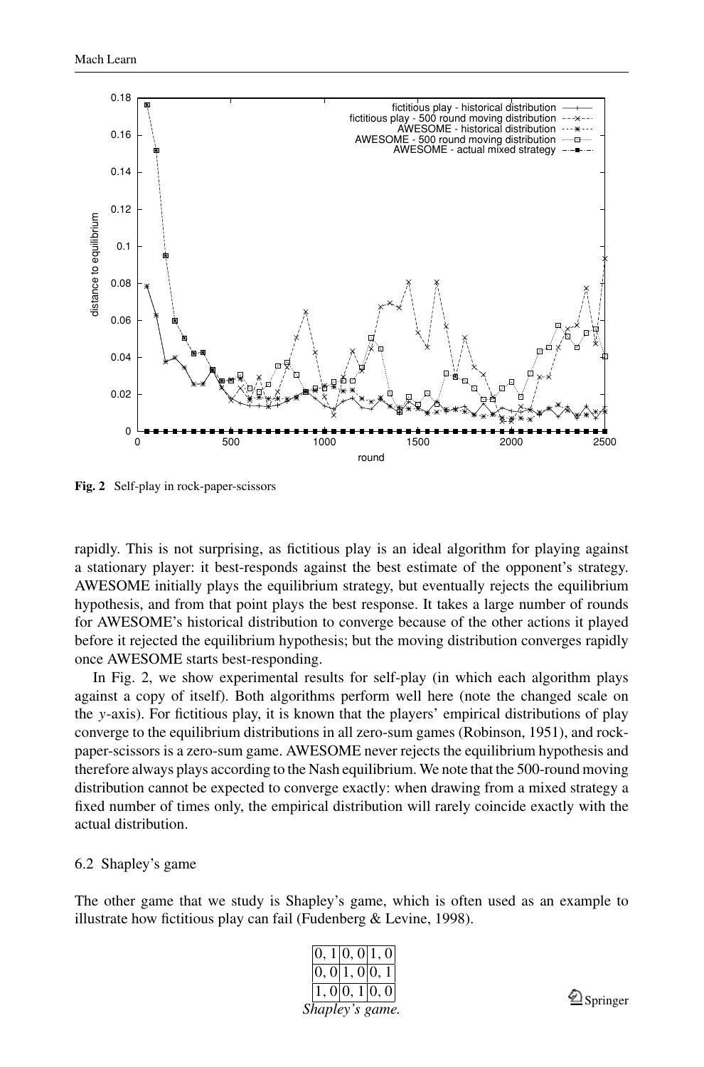Fig. 2 Self-play in rock-paper-scissors

rapidly. This is not surprising, as fictitious play is an ideal algorithm for playing against a stationary player: it best-responds against the best estimate of the opponent's strategy. AWESOME initially plays the equilibrium strategy, but eventually rejects the equilibrium hypothesis, and from that point plays the best response. It takes a large number of rounds for AWESOME's historical distribution to converge because of the other actions it played before it rejected the equilibrium hypothesis; but the moving distribution converges rapidly once AWESOME starts best-responding.

In Fig. 2, we show experimental results for self-play (in which each algorithm plays against a copy of itself). Both algorithms perform well here (note the changed scale on the $y$-axis). For fictitious play, it is known that the players' empirical distributions of play converge to the equilibrium distributions in all zero-sum games (Robinson, 1951), and rock-paper-scissors is a zero-sum game. AWESOME never rejects the equilibrium hypothesis and therefore always plays according to the Nash equilibrium. We note that the 500-round moving distribution cannot be expected to converge exactly: when drawing from a mixed strategy a fixed number of times only, the empirical distribution will rarely coincide exactly with the actual distribution.

### 6.2 Shapley's game

The other game that we study is Shapley's game, which is often used as an example to illustrate how fictitious play can fail (Fudenberg & Levine, 1998).

| | | |
|---|---|---|
| 0, 1 | 0, 0 | 1, 0 |
| 0, 0 | 1, 0 | 0, 1 |
| 1, 0 | 0, 1 | 0, 0 |

*Shapley's game.*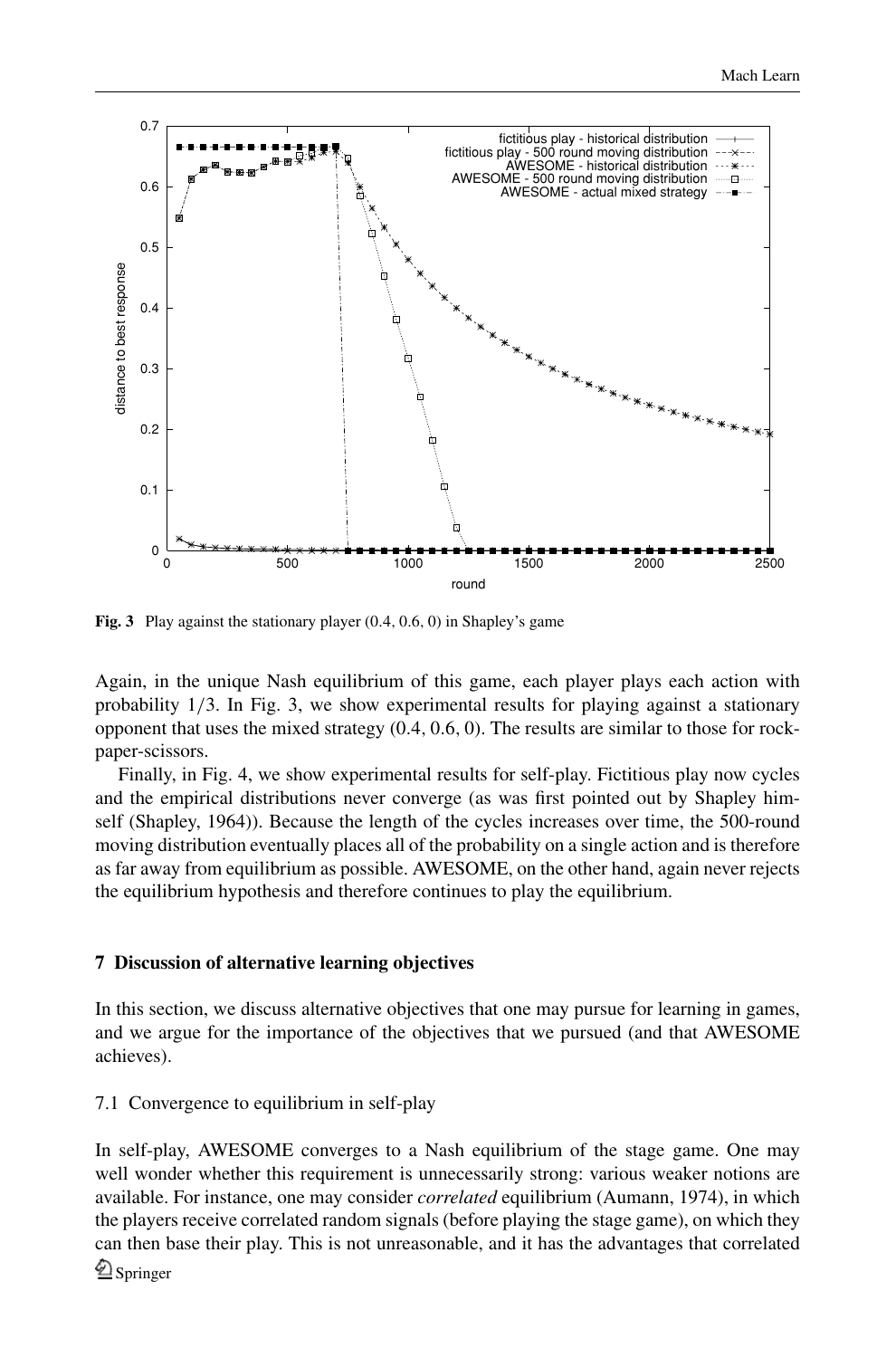**Fig. 3** Play against the stationary player (0.4, 0.6, 0) in Shapley's game

Again, in the unique Nash equilibrium of this game, each player plays each action with probability $1/3$. In Fig. 3, we show experimental results for playing against a stationary opponent that uses the mixed strategy (0.4, 0.6, 0). The results are similar to those for rock-paper-scissors.

Finally, in Fig. 4, we show experimental results for self-play. Fictitious play now cycles and the empirical distributions never converge (as was first pointed out by Shapley himself (Shapley, 1964)). Because the length of the cycles increases over time, the 500-round moving distribution eventually places all of the probability on a single action and is therefore as far away from equilibrium as possible. AWESOME, on the other hand, again never rejects the equilibrium hypothesis and therefore continues to play the equilibrium.

## 7 Discussion of alternative learning objectives

In this section, we discuss alternative objectives that one may pursue for learning in games, and we argue for the importance of the objectives that we pursued (and that AWESOME achieves).

### 7.1 Convergence to equilibrium in self-play

In self-play, AWESOME converges to a Nash equilibrium of the stage game. One may well wonder whether this requirement is unnecessarily strong: various weaker notions are available. For instance, one may consider *correlated* equilibrium (Aumann, 1974), in which the players receive correlated random signals (before playing the stage game), on which they can then base their play. This is not unreasonable, and it has the advantages that correlated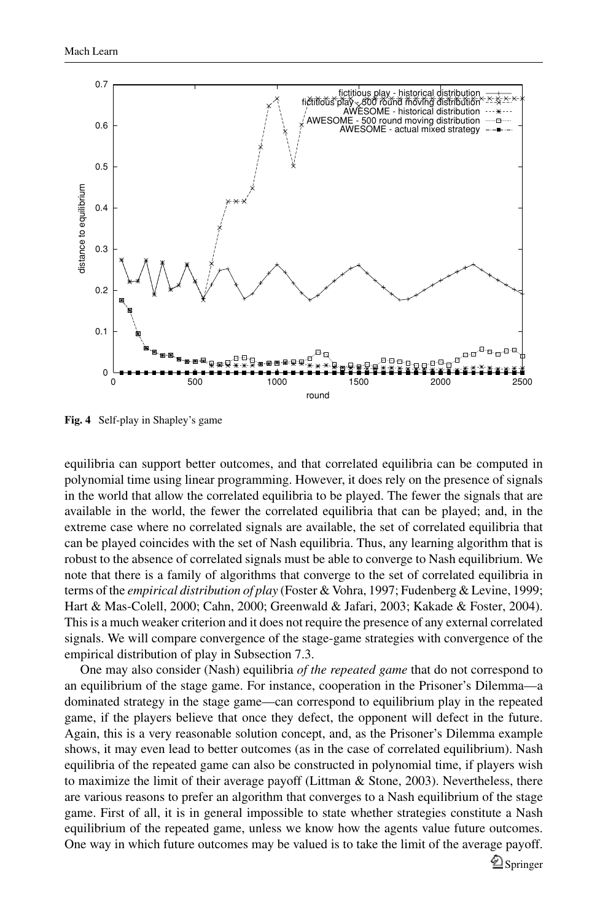**Fig. 4** Self-play in Shapley's game

equilibria can support better outcomes, and that correlated equilibria can be computed in polynomial time using linear programming. However, it does rely on the presence of signals in the world that allow the correlated equilibria to be played. The fewer the signals that are available in the world, the fewer the correlated equilibria that can be played; and, in the extreme case where no correlated signals are available, the set of correlated equilibria that can be played coincides with the set of Nash equilibria. Thus, any learning algorithm that is robust to the absence of correlated signals must be able to converge to Nash equilibrium. We note that there is a family of algorithms that converge to the set of correlated equilibria in terms of the *empirical distribution of play* (Foster & Vohra, 1997; Fudenberg & Levine, 1999; Hart & Mas-Colell, 2000; Cahn, 2000; Greenwald & Jafari, 2003; Kakade & Foster, 2004). This is a much weaker criterion and it does not require the presence of any external correlated signals. We will compare convergence of the stage-game strategies with convergence of the empirical distribution of play in Subsection 7.3.

One may also consider (Nash) equilibria *of the repeated game* that do not correspond to an equilibrium of the stage game. For instance, cooperation in the Prisoner's Dilemma—a dominated strategy in the stage game—can correspond to equilibrium play in the repeated game, if the players believe that once they defect, the opponent will defect in the future. Again, this is a very reasonable solution concept, and, as the Prisoner's Dilemma example shows, it may even lead to better outcomes (as in the case of correlated equilibrium). Nash equilibria of the repeated game can also be constructed in polynomial time, if players wish to maximize the limit of their average payoff (Littman & Stone, 2003). Nevertheless, there are various reasons to prefer an algorithm that converges to a Nash equilibrium of the stage game. First of all, it is in general impossible to state whether strategies constitute a Nash equilibrium of the repeated game, unless we know how the agents value future outcomes. One way in which future outcomes may be valued is to take the limit of the average payoff.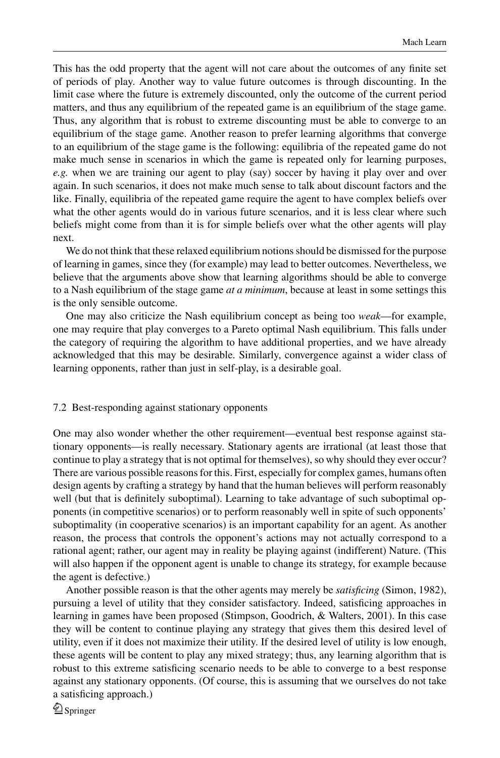This has the odd property that the agent will not care about the outcomes of any finite set of periods of play. Another way to value future outcomes is through discounting. In the limit case where the future is extremely discounted, only the outcome of the current period matters, and thus any equilibrium of the repeated game is an equilibrium of the stage game. Thus, any algorithm that is robust to extreme discounting must be able to converge to an equilibrium of the stage game. Another reason to prefer learning algorithms that converge to an equilibrium of the stage game is the following: equilibria of the repeated game do not make much sense in scenarios in which the game is repeated only for learning purposes, *e.g.* when we are training our agent to play (say) soccer by having it play over and over again. In such scenarios, it does not make much sense to talk about discount factors and the like. Finally, equilibria of the repeated game require the agent to have complex beliefs over what the other agents would do in various future scenarios, and it is less clear where such beliefs might come from than it is for simple beliefs over what the other agents will play next.

We do not think that these relaxed equilibrium notions should be dismissed for the purpose of learning in games, since they (for example) may lead to better outcomes. Nevertheless, we believe that the arguments above show that learning algorithms should be able to converge to a Nash equilibrium of the stage game *at a minimum*, because at least in some settings this is the only sensible outcome.

One may also criticize the Nash equilibrium concept as being too *weak*—for example, one may require that play converges to a Pareto optimal Nash equilibrium. This falls under the category of requiring the algorithm to have additional properties, and we have already acknowledged that this may be desirable. Similarly, convergence against a wider class of learning opponents, rather than just in self-play, is a desirable goal.

### 7.2 Best-responding against stationary opponents

One may also wonder whether the other requirement—eventual best response against stationary opponents—is really necessary. Stationary agents are irrational (at least those that continue to play a strategy that is not optimal for themselves), so why should they ever occur? There are various possible reasons for this. First, especially for complex games, humans often design agents by crafting a strategy by hand that the human believes will perform reasonably well (but that is definitely suboptimal). Learning to take advantage of such suboptimal opponents (in competitive scenarios) or to perform reasonably well in spite of such opponents' suboptimality (in cooperative scenarios) is an important capability for an agent. As another reason, the process that controls the opponent's actions may not actually correspond to a rational agent; rather, our agent may in reality be playing against (indifferent) Nature. (This will also happen if the opponent agent is unable to change its strategy, for example because the agent is defective.)

Another possible reason is that the other agents may merely be *satisficing* (Simon, 1982), pursuing a level of utility that they consider satisfactory. Indeed, satisficing approaches in learning in games have been proposed (Stimpson, Goodrich, & Walters, 2001). In this case they will be content to continue playing any strategy that gives them this desired level of utility, even if it does not maximize their utility. If the desired level of utility is low enough, these agents will be content to play any mixed strategy; thus, any learning algorithm that is robust to this extreme satisficing scenario needs to be able to converge to a best response against any stationary opponents. (Of course, this is assuming that we ourselves do not take a satisficing approach.)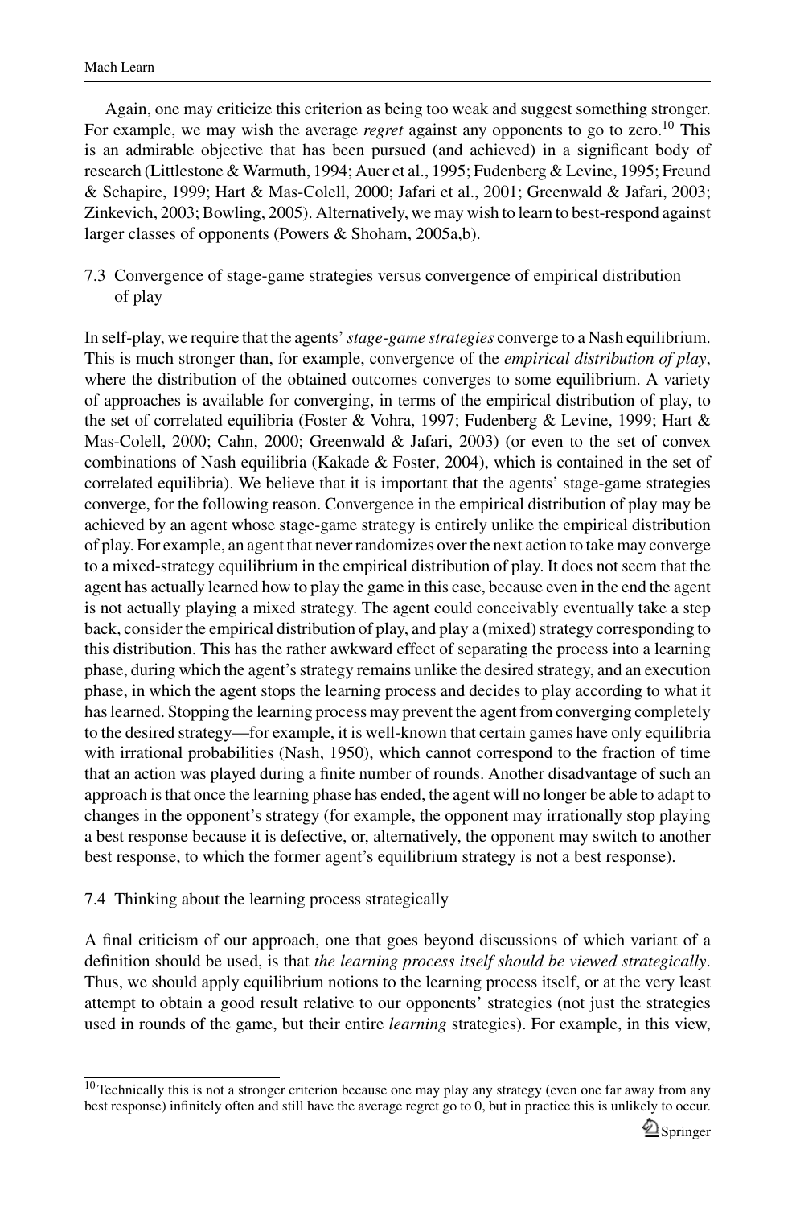Again, one may criticize this criterion as being too weak and suggest something stronger. For example, we may wish the average *regret* against any opponents to go to zero.[10] This is an admirable objective that has been pursued (and achieved) in a significant body of research (Littlestone & Warmuth, 1994; Auer et al., 1995; Fudenberg & Levine, 1995; Freund & Schapire, 1999; Hart & Mas-Colell, 2000; Jafari et al., 2001; Greenwald & Jafari, 2003; Zinkevich, 2003; Bowling, 2005). Alternatively, we may wish to learn to best-respond against larger classes of opponents (Powers & Shoham, 2005a,b).

### 7.3 Convergence of stage-game strategies versus convergence of empirical distribution of play

In self-play, we require that the agents' *stage-game strategies* converge to a Nash equilibrium. This is much stronger than, for example, convergence of the *empirical distribution of play*, where the distribution of the obtained outcomes converges to some equilibrium. A variety of approaches is available for converging, in terms of the empirical distribution of play, to the set of correlated equilibria (Foster & Vohra, 1997; Fudenberg & Levine, 1999; Hart & Mas-Colell, 2000; Cahn, 2000; Greenwald & Jafari, 2003) (or even to the set of convex combinations of Nash equilibria (Kakade & Foster, 2004), which is contained in the set of correlated equilibria). We believe that it is important that the agents' stage-game strategies converge, for the following reason. Convergence in the empirical distribution of play may be achieved by an agent whose stage-game strategy is entirely unlike the empirical distribution of play. For example, an agent that never randomizes over the next action to take may converge to a mixed-strategy equilibrium in the empirical distribution of play. It does not seem that the agent has actually learned how to play the game in this case, because even in the end the agent is not actually playing a mixed strategy. The agent could conceivably eventually take a step back, consider the empirical distribution of play, and play a (mixed) strategy corresponding to this distribution. This has the rather awkward effect of separating the process into a learning phase, during which the agent's strategy remains unlike the desired strategy, and an execution phase, in which the agent stops the learning process and decides to play according to what it has learned. Stopping the learning process may prevent the agent from converging completely to the desired strategy—for example, it is well-known that certain games have only equilibria with irrational probabilities (Nash, 1950), which cannot correspond to the fraction of time that an action was played during a finite number of rounds. Another disadvantage of such an approach is that once the learning phase has ended, the agent will no longer be able to adapt to changes in the opponent's strategy (for example, the opponent may irrationally stop playing a best response because it is defective, or, alternatively, the opponent may switch to another best response, to which the former agent's equilibrium strategy is not a best response).

### 7.4 Thinking about the learning process strategically

A final criticism of our approach, one that goes beyond discussions of which variant of a definition should be used, is that *the learning process itself should be viewed strategically*. Thus, we should apply equilibrium notions to the learning process itself, or at the very least attempt to obtain a good result relative to our opponents' strategies (not just the strategies used in rounds of the game, but their entire *learning* strategies). For example, in this view,

[10] Technically this is not a stronger criterion because one may play any strategy (even one far away from any best response) infinitely often and still have the average regret go to 0, but in practice this is unlikely to occur.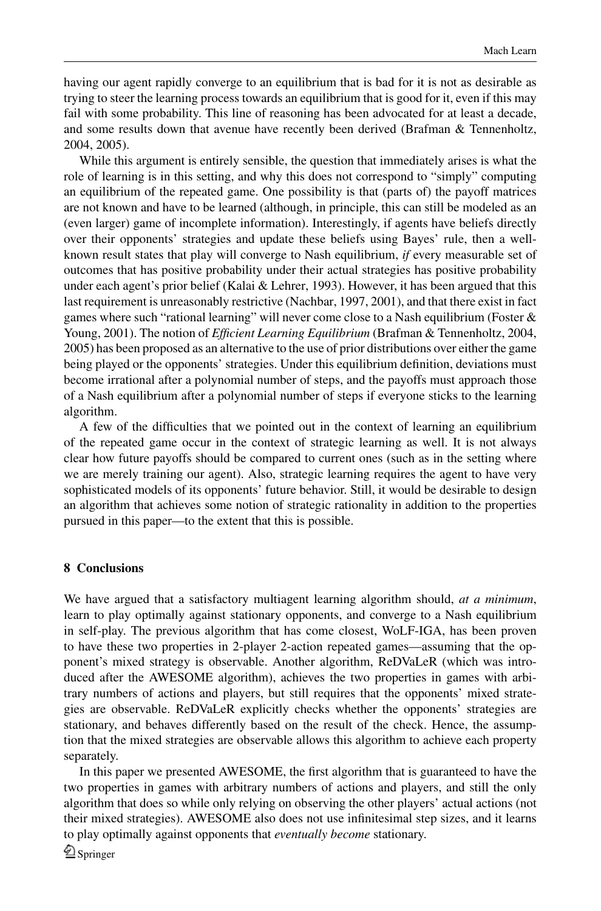having our agent rapidly converge to an equilibrium that is bad for it is not as desirable as trying to steer the learning process towards an equilibrium that is good for it, even if this may fail with some probability. This line of reasoning has been advocated for at least a decade, and some results down that avenue have recently been derived (Brafman & Tennenholtz, 2004, 2005).

While this argument is entirely sensible, the question that immediately arises is what the role of learning is in this setting, and why this does not correspond to "simply" computing an equilibrium of the repeated game. One possibility is that (parts of) the payoff matrices are not known and have to be learned (although, in principle, this can still be modeled as an (even larger) game of incomplete information). Interestingly, if agents have beliefs directly over their opponents' strategies and update these beliefs using Bayes' rule, then a well-known result states that play will converge to Nash equilibrium, *if* every measurable set of outcomes that has positive probability under their actual strategies has positive probability under each agent's prior belief (Kalai & Lehrer, 1993). However, it has been argued that this last requirement is unreasonably restrictive (Nachbar, 1997, 2001), and that there exist in fact games where such "rational learning" will never come close to a Nash equilibrium (Foster & Young, 2001). The notion of *Efficient Learning Equilibrium* (Brafman & Tennenholtz, 2004, 2005) has been proposed as an alternative to the use of prior distributions over either the game being played or the opponents' strategies. Under this equilibrium definition, deviations must become irrational after a polynomial number of steps, and the payoffs must approach those of a Nash equilibrium after a polynomial number of steps if everyone sticks to the learning algorithm.

A few of the difficulties that we pointed out in the context of learning an equilibrium of the repeated game occur in the context of strategic learning as well. It is not always clear how future payoffs should be compared to current ones (such as in the setting where we are merely training our agent). Also, strategic learning requires the agent to have very sophisticated models of its opponents' future behavior. Still, it would be desirable to design an algorithm that achieves some notion of strategic rationality in addition to the properties pursued in this paper—to the extent that this is possible.

## 8 Conclusions

We have argued that a satisfactory multiagent learning algorithm should, *at a minimum*, learn to play optimally against stationary opponents, and converge to a Nash equilibrium in self-play. The previous algorithm that has come closest, WoLF-IGA, has been proven to have these two properties in 2-player 2-action repeated games—assuming that the opponent's mixed strategy is observable. Another algorithm, ReDVaLeR (which was introduced after the AWESOME algorithm), achieves the two properties in games with arbitrary numbers of actions and players, but still requires that the opponents' mixed strategies are observable. ReDVaLeR explicitly checks whether the opponents' strategies are stationary, and behaves differently based on the result of the check. Hence, the assumption that the mixed strategies are observable allows this algorithm to achieve each property separately.

In this paper we presented AWESOME, the first algorithm that is guaranteed to have the two properties in games with arbitrary numbers of actions and players, and still the only algorithm that does so while only relying on observing the other players' actual actions (not their mixed strategies). AWESOME also does not use infinitesimal step sizes, and it learns to play optimally against opponents that *eventually become* stationary.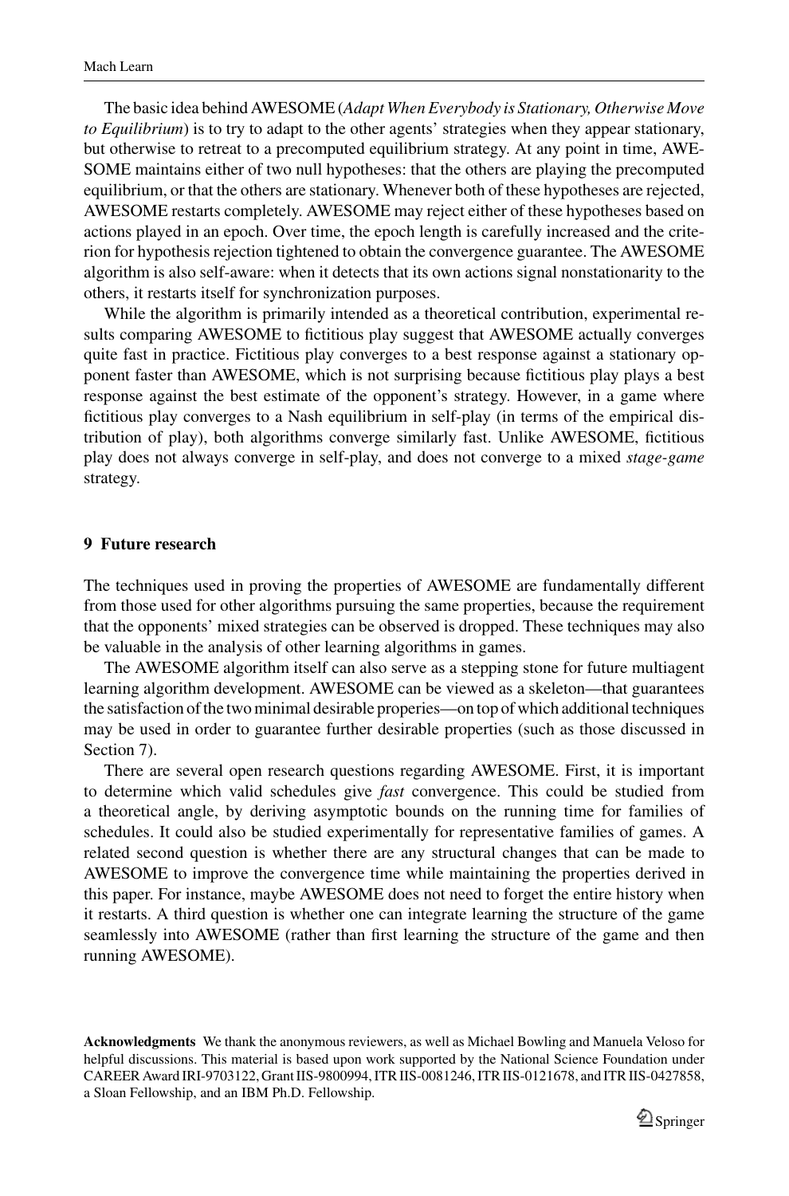The basic idea behind AWESOME (*Adapt When Everybody is Stationary, Otherwise Move to Equilibrium*) is to try to adapt to the other agents' strategies when they appear stationary, but otherwise to retreat to a precomputed equilibrium strategy. At any point in time, AWESOME maintains either of two null hypotheses: that the others are playing the precomputed equilibrium, or that the others are stationary. Whenever both of these hypotheses are rejected, AWESOME restarts completely. AWESOME may reject either of these hypotheses based on actions played in an epoch. Over time, the epoch length is carefully increased and the criterion for hypothesis rejection tightened to obtain the convergence guarantee. The AWESOME algorithm is also self-aware: when it detects that its own actions signal nonstationarity to the others, it restarts itself for synchronization purposes.

While the algorithm is primarily intended as a theoretical contribution, experimental results comparing AWESOME to fictitious play suggest that AWESOME actually converges quite fast in practice. Fictitious play converges to a best response against a stationary opponent faster than AWESOME, which is not surprising because fictitious play plays a best response against the best estimate of the opponent's strategy. However, in a game where fictitious play converges to a Nash equilibrium in self-play (in terms of the empirical distribution of play), both algorithms converge similarly fast. Unlike AWESOME, fictitious play does not always converge in self-play, and does not converge to a mixed *stage-game* strategy.

## 9 Future research

The techniques used in proving the properties of AWESOME are fundamentally different from those used for other algorithms pursuing the same properties, because the requirement that the opponents' mixed strategies can be observed is dropped. These techniques may also be valuable in the analysis of other learning algorithms in games.

The AWESOME algorithm itself can also serve as a stepping stone for future multiagent learning algorithm development. AWESOME can be viewed as a skeleton—that guarantees the satisfaction of the two minimal desirable properies—on top of which additional techniques may be used in order to guarantee further desirable properties (such as those discussed in Section 7).

There are several open research questions regarding AWESOME. First, it is important to determine which valid schedules give *fast* convergence. This could be studied from a theoretical angle, by deriving asymptotic bounds on the running time for families of schedules. It could also be studied experimentally for representative families of games. A related second question is whether there are any structural changes that can be made to AWESOME to improve the convergence time while maintaining the properties derived in this paper. For instance, maybe AWESOME does not need to forget the entire history when it restarts. A third question is whether one can integrate learning the structure of the game seamlessly into AWESOME (rather than first learning the structure of the game and then running AWESOME).

**Acknowledgments** We thank the anonymous reviewers, as well as Michael Bowling and Manuela Veloso for helpful discussions. This material is based upon work supported by the National Science Foundation under CAREER Award IRI-9703122, Grant IIS-9800994, ITR IIS-0081246, ITR IIS-0121678, and ITR IIS-0427858, a Sloan Fellowship, and an IBM Ph.D. Fellowship.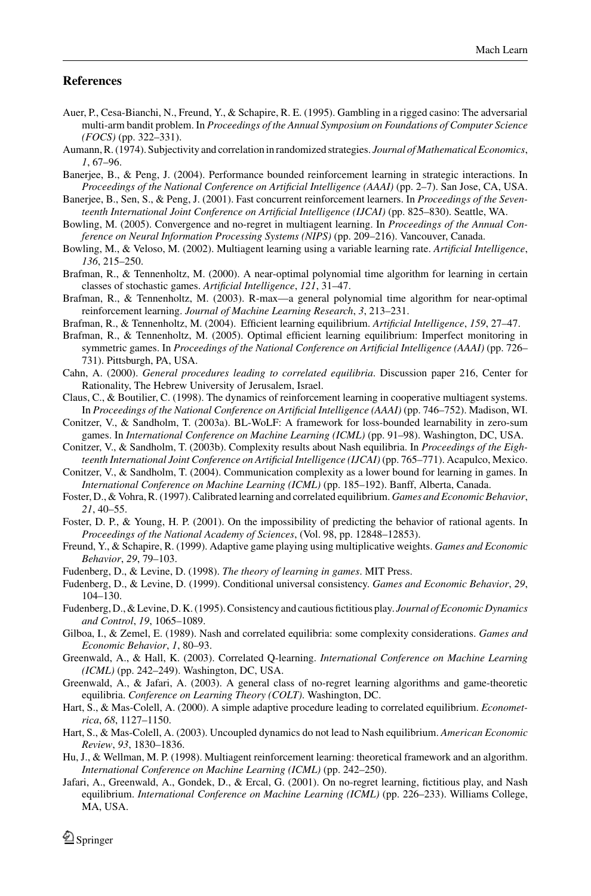## References

Auer, P., Cesa-Bianchi, N., Freund, Y., & Schapire, R. E. (1995). Gambling in a rigged casino: The adversarial multi-arm bandit problem. In *Proceedings of the Annual Symposium on Foundations of Computer Science (FOCS)* (pp. 322–331).

Aumann, R. (1974). Subjectivity and correlation in randomized strategies. *Journal of Mathematical Economics*, *1*, 67–96.

Banerjee, B., & Peng, J. (2004). Performance bounded reinforcement learning in strategic interactions. In *Proceedings of the National Conference on Artificial Intelligence (AAAI)* (pp. 2–7). San Jose, CA, USA.

Banerjee, B., Sen, S., & Peng, J. (2001). Fast concurrent reinforcement learners. In *Proceedings of the Seventeenth International Joint Conference on Artificial Intelligence (IJCAI)* (pp. 825–830). Seattle, WA.

Bowling, M. (2005). Convergence and no-regret in multiagent learning. In *Proceedings of the Annual Conference on Neural Information Processing Systems (NIPS)* (pp. 209–216). Vancouver, Canada.

Bowling, M., & Veloso, M. (2002). Multiagent learning using a variable learning rate. *Artificial Intelligence*, *136*, 215–250.

Brafman, R., & Tennenholtz, M. (2000). A near-optimal polynomial time algorithm for learning in certain classes of stochastic games. *Artificial Intelligence*, *121*, 31–47.

Brafman, R., & Tennenholtz, M. (2003). R-max—a general polynomial time algorithm for near-optimal reinforcement learning. *Journal of Machine Learning Research*, *3*, 213–231.

Brafman, R., & Tennenholtz, M. (2004). Efficient learning equilibrium. *Artificial Intelligence*, *159*, 27–47.

Brafman, R., & Tennenholtz, M. (2005). Optimal efficient learning equilibrium: Imperfect monitoring in symmetric games. In *Proceedings of the National Conference on Artificial Intelligence (AAAI)* (pp. 726–731). Pittsburgh, PA, USA.

Cahn, A. (2000). *General procedures leading to correlated equilibria*. Discussion paper 216, Center for Rationality, The Hebrew University of Jerusalem, Israel.

Claus, C., & Boutilier, C. (1998). The dynamics of reinforcement learning in cooperative multiagent systems. In *Proceedings of the National Conference on Artificial Intelligence (AAAI)* (pp. 746–752). Madison, WI.

Conitzer, V., & Sandholm, T. (2003a). BL-WoLF: A framework for loss-bounded learnability in zero-sum games. In *International Conference on Machine Learning (ICML)* (pp. 91–98). Washington, DC, USA.

Conitzer, V., & Sandholm, T. (2003b). Complexity results about Nash equilibria. In *Proceedings of the Eighteenth International Joint Conference on Artificial Intelligence (IJCAI)* (pp. 765–771). Acapulco, Mexico.

Conitzer, V., & Sandholm, T. (2004). Communication complexity as a lower bound for learning in games. In *International Conference on Machine Learning (ICML)* (pp. 185–192). Banff, Alberta, Canada.

Foster, D., & Vohra, R. (1997). Calibrated learning and correlated equilibrium. *Games and Economic Behavior*, *21*, 40–55.

Foster, D. P., & Young, H. P. (2001). On the impossibility of predicting the behavior of rational agents. In *Proceedings of the National Academy of Sciences*, (Vol. 98, pp. 12848–12853).

Freund, Y., & Schapire, R. (1999). Adaptive game playing using multiplicative weights. *Games and Economic Behavior*, *29*, 79–103.

Fudenberg, D., & Levine, D. (1998). *The theory of learning in games*. MIT Press.

Fudenberg, D., & Levine, D. (1999). Conditional universal consistency. *Games and Economic Behavior*, *29*, 104–130.

Fudenberg, D., & Levine, D. K. (1995). Consistency and cautious fictitious play. *Journal of Economic Dynamics and Control*, *19*, 1065–1089.

Gilboa, I., & Zemel, E. (1989). Nash and correlated equilibria: some complexity considerations. *Games and Economic Behavior*, *1*, 80–93.

Greenwald, A., & Hall, K. (2003). Correlated Q-learning. *International Conference on Machine Learning (ICML)* (pp. 242–249). Washington, DC, USA.

Greenwald, A., & Jafari, A. (2003). A general class of no-regret learning algorithms and game-theoretic equilibria. *Conference on Learning Theory (COLT)*. Washington, DC.

Hart, S., & Mas-Colell, A. (2000). A simple adaptive procedure leading to correlated equilibrium. *Econometrica*, *68*, 1127–1150.

Hart, S., & Mas-Colell, A. (2003). Uncoupled dynamics do not lead to Nash equilibrium. *American Economic Review*, *93*, 1830–1836.

Hu, J., & Wellman, M. P. (1998). Multiagent reinforcement learning: theoretical framework and an algorithm. *International Conference on Machine Learning (ICML)* (pp. 242–250).

Jafari, A., Greenwald, A., Gondek, D., & Ercal, G. (2001). On no-regret learning, fictitious play, and Nash equilibrium. *International Conference on Machine Learning (ICML)* (pp. 226–233). Williams College, MA, USA.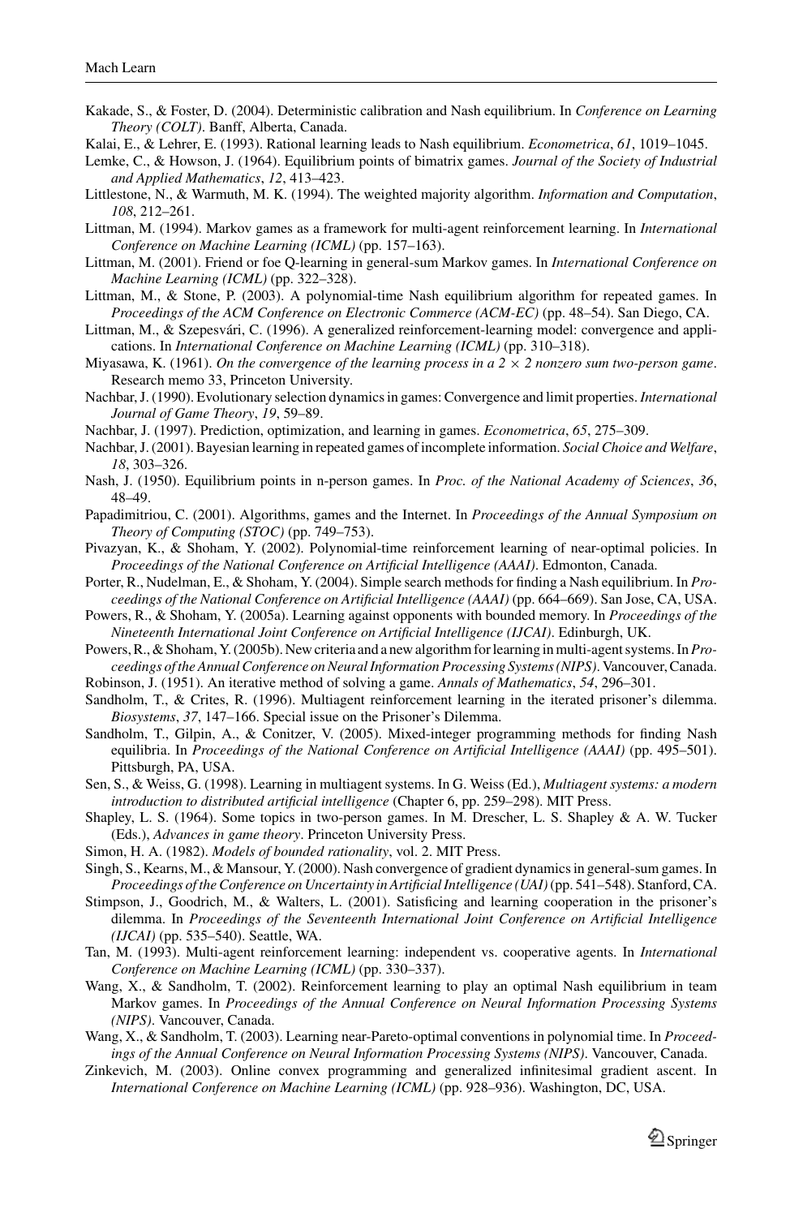Kakade, S., & Foster, D. (2004). Deterministic calibration and Nash equilibrium. In *Conference on Learning Theory (COLT)*. Banff, Alberta, Canada.

Kalai, E., & Lehrer, E. (1993). Rational learning leads to Nash equilibrium. *Econometrica*, *61*, 1019–1045.

Lemke, C., & Howson, J. (1964). Equilibrium points of bimatrix games. *Journal of the Society of Industrial and Applied Mathematics*, *12*, 413–423.

Littlestone, N., & Warmuth, M. K. (1994). The weighted majority algorithm. *Information and Computation*, *108*, 212–261.

Littman, M. (1994). Markov games as a framework for multi-agent reinforcement learning. In *International Conference on Machine Learning (ICML)* (pp. 157–163).

Littman, M. (2001). Friend or foe Q-learning in general-sum Markov games. In *International Conference on Machine Learning (ICML)* (pp. 322–328).

Littman, M., & Stone, P. (2003). A polynomial-time Nash equilibrium algorithm for repeated games. In *Proceedings of the ACM Conference on Electronic Commerce (ACM-EC)* (pp. 48–54). San Diego, CA.

Littman, M., & Szepesvári, C. (1996). A generalized reinforcement-learning model: convergence and applications. In *International Conference on Machine Learning (ICML)* (pp. 310–318).

Miyasawa, K. (1961). *On the convergence of the learning process in a 2 × 2 nonzero sum two-person game*. Research memo 33, Princeton University.

Nachbar, J. (1990). Evolutionary selection dynamics in games: Convergence and limit properties. *International Journal of Game Theory*, *19*, 59–89.

Nachbar, J. (1997). Prediction, optimization, and learning in games. *Econometrica*, *65*, 275–309.

Nachbar, J. (2001). Bayesian learning in repeated games of incomplete information. *Social Choice and Welfare*, *18*, 303–326.

Nash, J. (1950). Equilibrium points in n-person games. In *Proc. of the National Academy of Sciences*, *36*, 48–49.

Papadimitriou, C. (2001). Algorithms, games and the Internet. In *Proceedings of the Annual Symposium on Theory of Computing (STOC)* (pp. 749–753).

Pivazyan, K., & Shoham, Y. (2002). Polynomial-time reinforcement learning of near-optimal policies. In *Proceedings of the National Conference on Artificial Intelligence (AAAI)*. Edmonton, Canada.

Porter, R., Nudelman, E., & Shoham, Y. (2004). Simple search methods for finding a Nash equilibrium. In *Proceedings of the National Conference on Artificial Intelligence (AAAI)* (pp. 664–669). San Jose, CA, USA.

Powers, R., & Shoham, Y. (2005a). Learning against opponents with bounded memory. In *Proceedings of the Nineteenth International Joint Conference on Artificial Intelligence (IJCAI)*. Edinburgh, UK.

Powers, R., & Shoham, Y. (2005b). New criteria and a new algorithm for learning in multi-agent systems. In *Proceedings of the Annual Conference on Neural Information Processing Systems (NIPS)*. Vancouver, Canada.

Robinson, J. (1951). An iterative method of solving a game. *Annals of Mathematics*, *54*, 296–301.

Sandholm, T., & Crites, R. (1996). Multiagent reinforcement learning in the iterated prisoner's dilemma. *Biosystems*, *37*, 147–166. Special issue on the Prisoner's Dilemma.

Sandholm, T., Gilpin, A., & Conitzer, V. (2005). Mixed-integer programming methods for finding Nash equilibria. In *Proceedings of the National Conference on Artificial Intelligence (AAAI)* (pp. 495–501). Pittsburgh, PA, USA.

Sen, S., & Weiss, G. (1998). Learning in multiagent systems. In G. Weiss (Ed.), *Multiagent systems: a modern introduction to distributed artificial intelligence* (Chapter 6, pp. 259–298). MIT Press.

Shapley, L. S. (1964). Some topics in two-person games. In M. Drescher, L. S. Shapley & A. W. Tucker (Eds.), *Advances in game theory*. Princeton University Press.

Simon, H. A. (1982). *Models of bounded rationality*, vol. 2. MIT Press.

Singh, S., Kearns, M., & Mansour, Y. (2000). Nash convergence of gradient dynamics in general-sum games. In *Proceedings of the Conference on Uncertainty in Artificial Intelligence (UAI)* (pp. 541–548). Stanford, CA.

Stimpson, J., Goodrich, M., & Walters, L. (2001). Satisficing and learning cooperation in the prisoner's dilemma. In *Proceedings of the Seventeenth International Joint Conference on Artificial Intelligence (IJCAI)* (pp. 535–540). Seattle, WA.

Tan, M. (1993). Multi-agent reinforcement learning: independent vs. cooperative agents. In *International Conference on Machine Learning (ICML)* (pp. 330–337).

Wang, X., & Sandholm, T. (2002). Reinforcement learning to play an optimal Nash equilibrium in team Markov games. In *Proceedings of the Annual Conference on Neural Information Processing Systems (NIPS)*. Vancouver, Canada.

Wang, X., & Sandholm, T. (2003). Learning near-Pareto-optimal conventions in polynomial time. In *Proceedings of the Annual Conference on Neural Information Processing Systems (NIPS)*. Vancouver, Canada.

Zinkevich, M. (2003). Online convex programming and generalized infinitesimal gradient ascent. In *International Conference on Machine Learning (ICML)* (pp. 928–936). Washington, DC, USA.